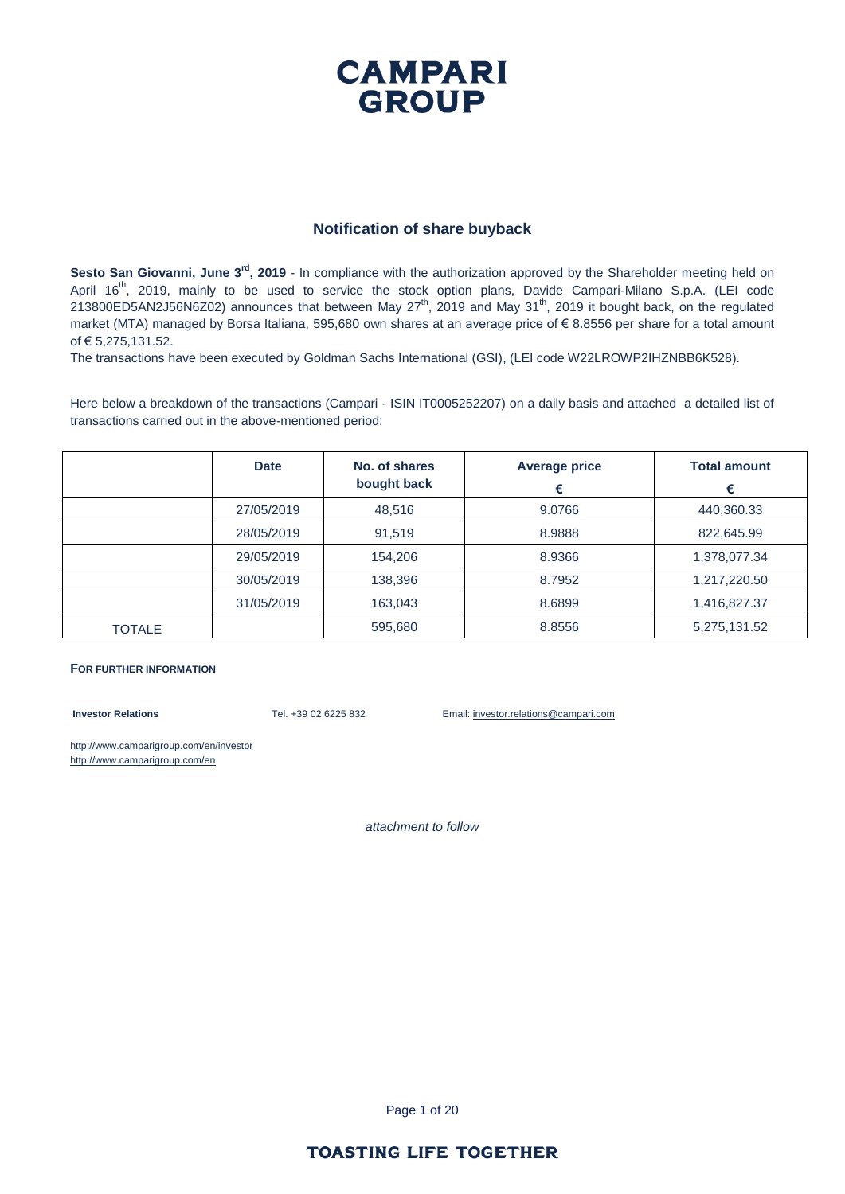**CAMPARI GROUP**

## Notification of share buyback

**Sesto San Giovanni, June 3rd, 2019** - In compliance with the authorization approved by the Shareholder meeting held on April 16th, 2019, mainly to be used to service the stock option plans, Davide Campari-Milano S.p.A. (LEI code 213800ED5AN2J56N6Z02) announces that between May 27th, 2019 and May 31th, 2019 it bought back, on the regulated market (MTA) managed by Borsa Italiana, 595,680 own shares at an average price of € 8.8556 per share for a total amount of € 5,275,131.52.

The transactions have been executed by Goldman Sachs International (GSI), (LEI code W22LROWP2IHZNBB6K528).

Here below a breakdown of the transactions (Campari - ISIN IT0005252207) on a daily basis and attached a detailed list of transactions carried out in the above-mentioned period:

| | Date | No. of shares bought back | Average price € | Total amount € |
|---|---|---|---|---|
| | 27/05/2019 | 48,516 | 9.0766 | 440,360.33 |
| | 28/05/2019 | 91,519 | 8.9888 | 822,645.99 |
| | 29/05/2019 | 154,206 | 8.9366 | 1,378,077.34 |
| | 30/05/2019 | 138,396 | 8.7952 | 1,217,220.50 |
| | 31/05/2019 | 163,043 | 8.6899 | 1,416,827.37 |
| TOTALE | | 595,680 | 8.8556 | 5,275,131.52 |

**FOR FURTHER INFORMATION**

**Investor Relations** Tel. +39 02 6225 832 Email: investor.relations@campari.com

http://www.camparigroup.com/en/investor
http://www.camparigroup.com/en

*attachment to follow*

**TOASTING LIFE TOGETHER**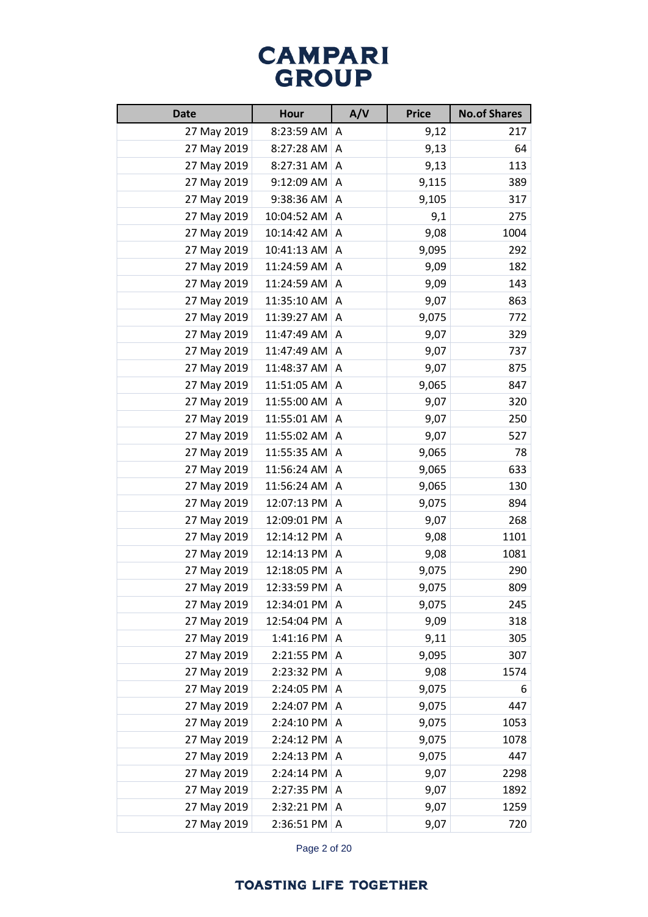| Date | Hour | A/V | Price | No.of Shares |
|---|---|---|---|---|
| 27 May 2019 | 8:23:59 AM | A | 9,12 | 217 |
| 27 May 2019 | 8:27:28 AM | A | 9,13 | 64 |
| 27 May 2019 | 8:27:31 AM | A | 9,13 | 113 |
| 27 May 2019 | 9:12:09 AM | A | 9,115 | 389 |
| 27 May 2019 | 9:38:36 AM | A | 9,105 | 317 |
| 27 May 2019 | 10:04:52 AM | A | 9,1 | 275 |
| 27 May 2019 | 10:14:42 AM | A | 9,08 | 1004 |
| 27 May 2019 | 10:41:13 AM | A | 9,095 | 292 |
| 27 May 2019 | 11:24:59 AM | A | 9,09 | 182 |
| 27 May 2019 | 11:24:59 AM | A | 9,09 | 143 |
| 27 May 2019 | 11:35:10 AM | A | 9,07 | 863 |
| 27 May 2019 | 11:39:27 AM | A | 9,075 | 772 |
| 27 May 2019 | 11:47:49 AM | A | 9,07 | 329 |
| 27 May 2019 | 11:47:49 AM | A | 9,07 | 737 |
| 27 May 2019 | 11:48:37 AM | A | 9,07 | 875 |
| 27 May 2019 | 11:51:05 AM | A | 9,065 | 847 |
| 27 May 2019 | 11:55:00 AM | A | 9,07 | 320 |
| 27 May 2019 | 11:55:01 AM | A | 9,07 | 250 |
| 27 May 2019 | 11:55:02 AM | A | 9,07 | 527 |
| 27 May 2019 | 11:55:35 AM | A | 9,065 | 78 |
| 27 May 2019 | 11:56:24 AM | A | 9,065 | 633 |
| 27 May 2019 | 11:56:24 AM | A | 9,065 | 130 |
| 27 May 2019 | 12:07:13 PM | A | 9,075 | 894 |
| 27 May 2019 | 12:09:01 PM | A | 9,07 | 268 |
| 27 May 2019 | 12:14:12 PM | A | 9,08 | 1101 |
| 27 May 2019 | 12:14:13 PM | A | 9,08 | 1081 |
| 27 May 2019 | 12:18:05 PM | A | 9,075 | 290 |
| 27 May 2019 | 12:33:59 PM | A | 9,075 | 809 |
| 27 May 2019 | 12:34:01 PM | A | 9,075 | 245 |
| 27 May 2019 | 12:54:04 PM | A | 9,09 | 318 |
| 27 May 2019 | 1:41:16 PM | A | 9,11 | 305 |
| 27 May 2019 | 2:21:55 PM | A | 9,095 | 307 |
| 27 May 2019 | 2:23:32 PM | A | 9,08 | 1574 |
| 27 May 2019 | 2:24:05 PM | A | 9,075 | 6 |
| 27 May 2019 | 2:24:07 PM | A | 9,075 | 447 |
| 27 May 2019 | 2:24:10 PM | A | 9,075 | 1053 |
| 27 May 2019 | 2:24:12 PM | A | 9,075 | 1078 |
| 27 May 2019 | 2:24:13 PM | A | 9,075 | 447 |
| 27 May 2019 | 2:24:14 PM | A | 9,07 | 2298 |
| 27 May 2019 | 2:27:35 PM | A | 9,07 | 1892 |
| 27 May 2019 | 2:32:21 PM | A | 9,07 | 1259 |
| 27 May 2019 | 2:36:51 PM | A | 9,07 | 720 |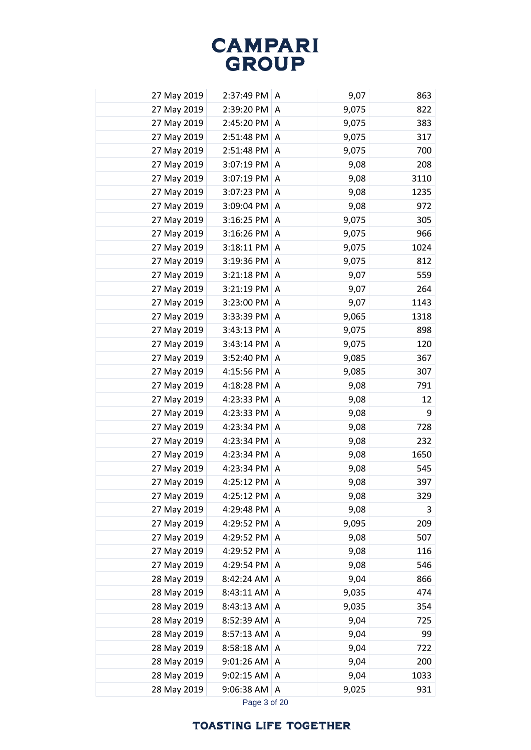| | | | | |
|---|---|---|---|---|
| 27 May 2019 | 2:37:49 PM | A | 9,07 | 863 |
| 27 May 2019 | 2:39:20 PM | A | 9,075 | 822 |
| 27 May 2019 | 2:45:20 PM | A | 9,075 | 383 |
| 27 May 2019 | 2:51:48 PM | A | 9,075 | 317 |
| 27 May 2019 | 2:51:48 PM | A | 9,075 | 700 |
| 27 May 2019 | 3:07:19 PM | A | 9,08 | 208 |
| 27 May 2019 | 3:07:19 PM | A | 9,08 | 3110 |
| 27 May 2019 | 3:07:23 PM | A | 9,08 | 1235 |
| 27 May 2019 | 3:09:04 PM | A | 9,08 | 972 |
| 27 May 2019 | 3:16:25 PM | A | 9,075 | 305 |
| 27 May 2019 | 3:16:26 PM | A | 9,075 | 966 |
| 27 May 2019 | 3:18:11 PM | A | 9,075 | 1024 |
| 27 May 2019 | 3:19:36 PM | A | 9,075 | 812 |
| 27 May 2019 | 3:21:18 PM | A | 9,07 | 559 |
| 27 May 2019 | 3:21:19 PM | A | 9,07 | 264 |
| 27 May 2019 | 3:23:00 PM | A | 9,07 | 1143 |
| 27 May 2019 | 3:33:39 PM | A | 9,065 | 1318 |
| 27 May 2019 | 3:43:13 PM | A | 9,075 | 898 |
| 27 May 2019 | 3:43:14 PM | A | 9,075 | 120 |
| 27 May 2019 | 3:52:40 PM | A | 9,085 | 367 |
| 27 May 2019 | 4:15:56 PM | A | 9,085 | 307 |
| 27 May 2019 | 4:18:28 PM | A | 9,08 | 791 |
| 27 May 2019 | 4:23:33 PM | A | 9,08 | 12 |
| 27 May 2019 | 4:23:33 PM | A | 9,08 | 9 |
| 27 May 2019 | 4:23:34 PM | A | 9,08 | 728 |
| 27 May 2019 | 4:23:34 PM | A | 9,08 | 232 |
| 27 May 2019 | 4:23:34 PM | A | 9,08 | 1650 |
| 27 May 2019 | 4:23:34 PM | A | 9,08 | 545 |
| 27 May 2019 | 4:25:12 PM | A | 9,08 | 397 |
| 27 May 2019 | 4:25:12 PM | A | 9,08 | 329 |
| 27 May 2019 | 4:29:48 PM | A | 9,08 | 3 |
| 27 May 2019 | 4:29:52 PM | A | 9,095 | 209 |
| 27 May 2019 | 4:29:52 PM | A | 9,08 | 507 |
| 27 May 2019 | 4:29:52 PM | A | 9,08 | 116 |
| 27 May 2019 | 4:29:54 PM | A | 9,08 | 546 |
| 28 May 2019 | 8:42:24 AM | A | 9,04 | 866 |
| 28 May 2019 | 8:43:11 AM | A | 9,035 | 474 |
| 28 May 2019 | 8:43:13 AM | A | 9,035 | 354 |
| 28 May 2019 | 8:52:39 AM | A | 9,04 | 725 |
| 28 May 2019 | 8:57:13 AM | A | 9,04 | 99 |
| 28 May 2019 | 8:58:18 AM | A | 9,04 | 722 |
| 28 May 2019 | 9:01:26 AM | A | 9,04 | 200 |
| 28 May 2019 | 9:02:15 AM | A | 9,04 | 1033 |
| 28 May 2019 | 9:06:38 AM | A | 9,025 | 931 |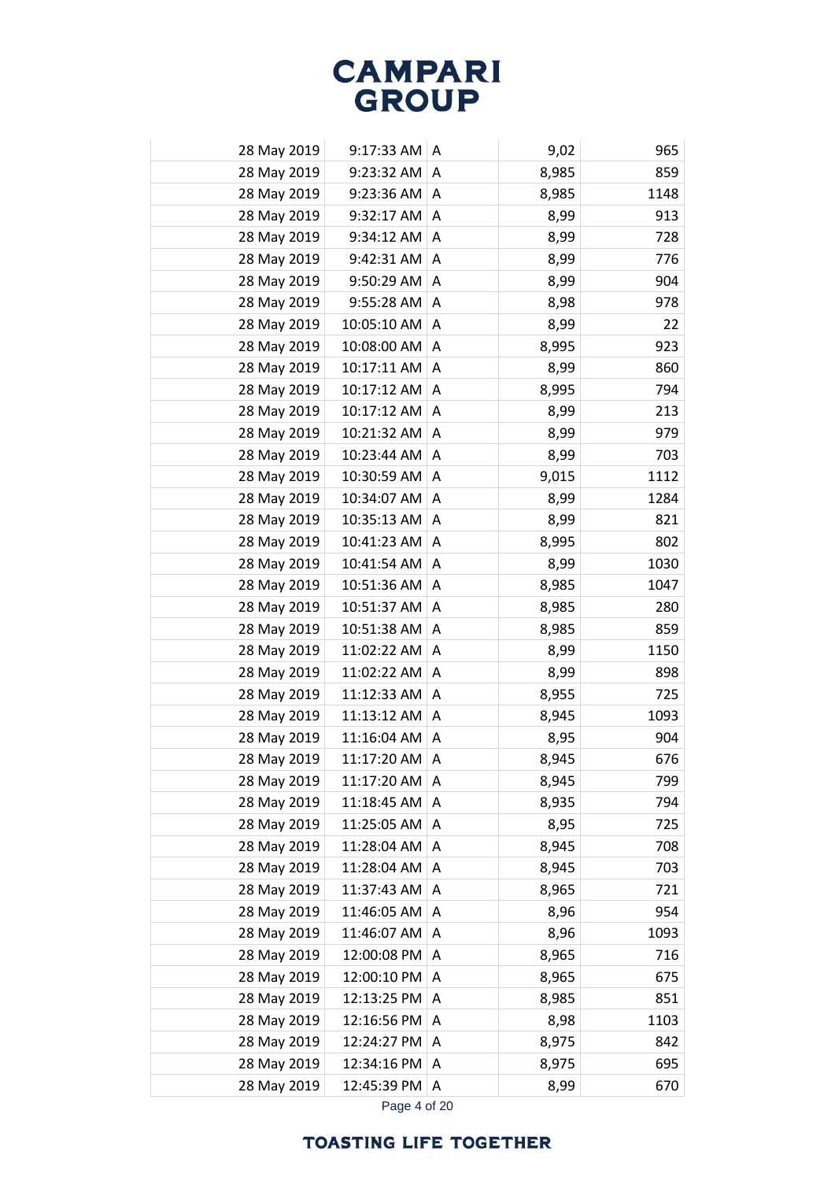| | | | | |
|---|---|---|---|---|
| 28 May 2019 | 9:17:33 AM | A | 9,02 | 965 |
| 28 May 2019 | 9:23:32 AM | A | 8,985 | 859 |
| 28 May 2019 | 9:23:36 AM | A | 8,985 | 1148 |
| 28 May 2019 | 9:32:17 AM | A | 8,99 | 913 |
| 28 May 2019 | 9:34:12 AM | A | 8,99 | 728 |
| 28 May 2019 | 9:42:31 AM | A | 8,99 | 776 |
| 28 May 2019 | 9:50:29 AM | A | 8,99 | 904 |
| 28 May 2019 | 9:55:28 AM | A | 8,98 | 978 |
| 28 May 2019 | 10:05:10 AM | A | 8,99 | 22 |
| 28 May 2019 | 10:08:00 AM | A | 8,995 | 923 |
| 28 May 2019 | 10:17:11 AM | A | 8,99 | 860 |
| 28 May 2019 | 10:17:12 AM | A | 8,995 | 794 |
| 28 May 2019 | 10:17:12 AM | A | 8,99 | 213 |
| 28 May 2019 | 10:21:32 AM | A | 8,99 | 979 |
| 28 May 2019 | 10:23:44 AM | A | 8,99 | 703 |
| 28 May 2019 | 10:30:59 AM | A | 9,015 | 1112 |
| 28 May 2019 | 10:34:07 AM | A | 8,99 | 1284 |
| 28 May 2019 | 10:35:13 AM | A | 8,99 | 821 |
| 28 May 2019 | 10:41:23 AM | A | 8,995 | 802 |
| 28 May 2019 | 10:41:54 AM | A | 8,99 | 1030 |
| 28 May 2019 | 10:51:36 AM | A | 8,985 | 1047 |
| 28 May 2019 | 10:51:37 AM | A | 8,985 | 280 |
| 28 May 2019 | 10:51:38 AM | A | 8,985 | 859 |
| 28 May 2019 | 11:02:22 AM | A | 8,99 | 1150 |
| 28 May 2019 | 11:02:22 AM | A | 8,99 | 898 |
| 28 May 2019 | 11:12:33 AM | A | 8,955 | 725 |
| 28 May 2019 | 11:13:12 AM | A | 8,945 | 1093 |
| 28 May 2019 | 11:16:04 AM | A | 8,95 | 904 |
| 28 May 2019 | 11:17:20 AM | A | 8,945 | 676 |
| 28 May 2019 | 11:17:20 AM | A | 8,945 | 799 |
| 28 May 2019 | 11:18:45 AM | A | 8,935 | 794 |
| 28 May 2019 | 11:25:05 AM | A | 8,95 | 725 |
| 28 May 2019 | 11:28:04 AM | A | 8,945 | 708 |
| 28 May 2019 | 11:28:04 AM | A | 8,945 | 703 |
| 28 May 2019 | 11:37:43 AM | A | 8,965 | 721 |
| 28 May 2019 | 11:46:05 AM | A | 8,96 | 954 |
| 28 May 2019 | 11:46:07 AM | A | 8,96 | 1093 |
| 28 May 2019 | 12:00:08 PM | A | 8,965 | 716 |
| 28 May 2019 | 12:00:10 PM | A | 8,965 | 675 |
| 28 May 2019 | 12:13:25 PM | A | 8,985 | 851 |
| 28 May 2019 | 12:16:56 PM | A | 8,98 | 1103 |
| 28 May 2019 | 12:24:27 PM | A | 8,975 | 842 |
| 28 May 2019 | 12:34:16 PM | A | 8,975 | 695 |
| 28 May 2019 | 12:45:39 PM | A | 8,99 | 670 |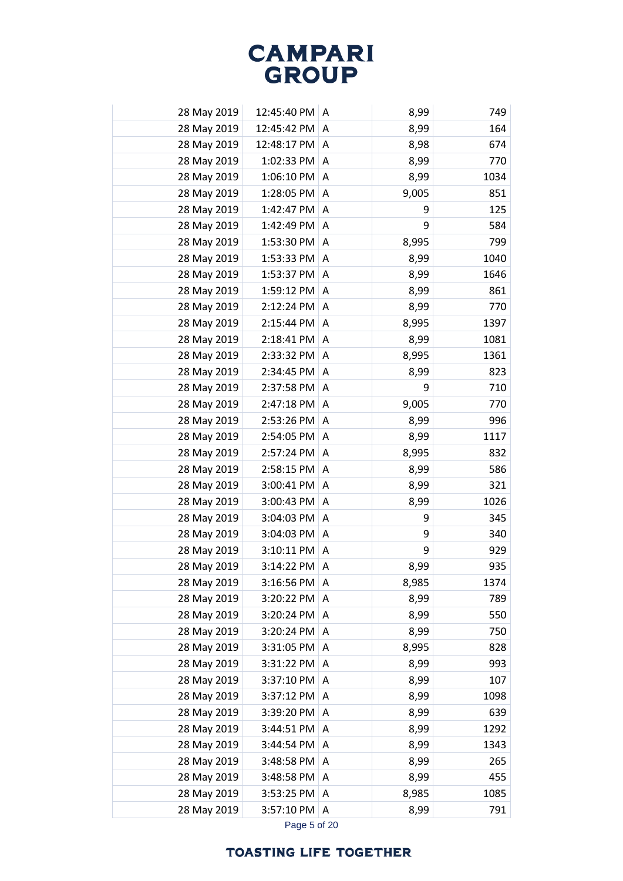| | | | | |
|---|---|---|---|---|
| 28 May 2019 | 12:45:40 PM | A | 8,99 | 749 |
| 28 May 2019 | 12:45:42 PM | A | 8,99 | 164 |
| 28 May 2019 | 12:48:17 PM | A | 8,98 | 674 |
| 28 May 2019 | 1:02:33 PM | A | 8,99 | 770 |
| 28 May 2019 | 1:06:10 PM | A | 8,99 | 1034 |
| 28 May 2019 | 1:28:05 PM | A | 9,005 | 851 |
| 28 May 2019 | 1:42:47 PM | A | 9 | 125 |
| 28 May 2019 | 1:42:49 PM | A | 9 | 584 |
| 28 May 2019 | 1:53:30 PM | A | 8,995 | 799 |
| 28 May 2019 | 1:53:33 PM | A | 8,99 | 1040 |
| 28 May 2019 | 1:53:37 PM | A | 8,99 | 1646 |
| 28 May 2019 | 1:59:12 PM | A | 8,99 | 861 |
| 28 May 2019 | 2:12:24 PM | A | 8,99 | 770 |
| 28 May 2019 | 2:15:44 PM | A | 8,995 | 1397 |
| 28 May 2019 | 2:18:41 PM | A | 8,99 | 1081 |
| 28 May 2019 | 2:33:32 PM | A | 8,995 | 1361 |
| 28 May 2019 | 2:34:45 PM | A | 8,99 | 823 |
| 28 May 2019 | 2:37:58 PM | A | 9 | 710 |
| 28 May 2019 | 2:47:18 PM | A | 9,005 | 770 |
| 28 May 2019 | 2:53:26 PM | A | 8,99 | 996 |
| 28 May 2019 | 2:54:05 PM | A | 8,99 | 1117 |
| 28 May 2019 | 2:57:24 PM | A | 8,995 | 832 |
| 28 May 2019 | 2:58:15 PM | A | 8,99 | 586 |
| 28 May 2019 | 3:00:41 PM | A | 8,99 | 321 |
| 28 May 2019 | 3:00:43 PM | A | 8,99 | 1026 |
| 28 May 2019 | 3:04:03 PM | A | 9 | 345 |
| 28 May 2019 | 3:04:03 PM | A | 9 | 340 |
| 28 May 2019 | 3:10:11 PM | A | 9 | 929 |
| 28 May 2019 | 3:14:22 PM | A | 8,99 | 935 |
| 28 May 2019 | 3:16:56 PM | A | 8,985 | 1374 |
| 28 May 2019 | 3:20:22 PM | A | 8,99 | 789 |
| 28 May 2019 | 3:20:24 PM | A | 8,99 | 550 |
| 28 May 2019 | 3:20:24 PM | A | 8,99 | 750 |
| 28 May 2019 | 3:31:05 PM | A | 8,995 | 828 |
| 28 May 2019 | 3:31:22 PM | A | 8,99 | 993 |
| 28 May 2019 | 3:37:10 PM | A | 8,99 | 107 |
| 28 May 2019 | 3:37:12 PM | A | 8,99 | 1098 |
| 28 May 2019 | 3:39:20 PM | A | 8,99 | 639 |
| 28 May 2019 | 3:44:51 PM | A | 8,99 | 1292 |
| 28 May 2019 | 3:44:54 PM | A | 8,99 | 1343 |
| 28 May 2019 | 3:48:58 PM | A | 8,99 | 265 |
| 28 May 2019 | 3:48:58 PM | A | 8,99 | 455 |
| 28 May 2019 | 3:53:25 PM | A | 8,985 | 1085 |
| 28 May 2019 | 3:57:10 PM | A | 8,99 | 791 |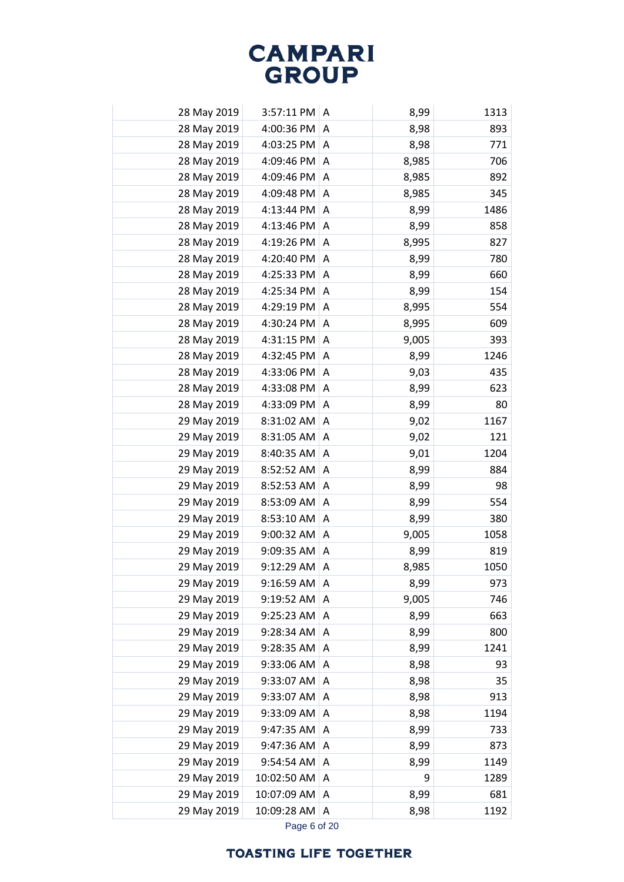| | | | | |
|---|---|---|---|---|
| 28 May 2019 | 3:57:11 PM | A | 8,99 | 1313 |
| 28 May 2019 | 4:00:36 PM | A | 8,98 | 893 |
| 28 May 2019 | 4:03:25 PM | A | 8,98 | 771 |
| 28 May 2019 | 4:09:46 PM | A | 8,985 | 706 |
| 28 May 2019 | 4:09:46 PM | A | 8,985 | 892 |
| 28 May 2019 | 4:09:48 PM | A | 8,985 | 345 |
| 28 May 2019 | 4:13:44 PM | A | 8,99 | 1486 |
| 28 May 2019 | 4:13:46 PM | A | 8,99 | 858 |
| 28 May 2019 | 4:19:26 PM | A | 8,995 | 827 |
| 28 May 2019 | 4:20:40 PM | A | 8,99 | 780 |
| 28 May 2019 | 4:25:33 PM | A | 8,99 | 660 |
| 28 May 2019 | 4:25:34 PM | A | 8,99 | 154 |
| 28 May 2019 | 4:29:19 PM | A | 8,995 | 554 |
| 28 May 2019 | 4:30:24 PM | A | 8,995 | 609 |
| 28 May 2019 | 4:31:15 PM | A | 9,005 | 393 |
| 28 May 2019 | 4:32:45 PM | A | 8,99 | 1246 |
| 28 May 2019 | 4:33:06 PM | A | 9,03 | 435 |
| 28 May 2019 | 4:33:08 PM | A | 8,99 | 623 |
| 28 May 2019 | 4:33:09 PM | A | 8,99 | 80 |
| 29 May 2019 | 8:31:02 AM | A | 9,02 | 1167 |
| 29 May 2019 | 8:31:05 AM | A | 9,02 | 121 |
| 29 May 2019 | 8:40:35 AM | A | 9,01 | 1204 |
| 29 May 2019 | 8:52:52 AM | A | 8,99 | 884 |
| 29 May 2019 | 8:52:53 AM | A | 8,99 | 98 |
| 29 May 2019 | 8:53:09 AM | A | 8,99 | 554 |
| 29 May 2019 | 8:53:10 AM | A | 8,99 | 380 |
| 29 May 2019 | 9:00:32 AM | A | 9,005 | 1058 |
| 29 May 2019 | 9:09:35 AM | A | 8,99 | 819 |
| 29 May 2019 | 9:12:29 AM | A | 8,985 | 1050 |
| 29 May 2019 | 9:16:59 AM | A | 8,99 | 973 |
| 29 May 2019 | 9:19:52 AM | A | 9,005 | 746 |
| 29 May 2019 | 9:25:23 AM | A | 8,99 | 663 |
| 29 May 2019 | 9:28:34 AM | A | 8,99 | 800 |
| 29 May 2019 | 9:28:35 AM | A | 8,99 | 1241 |
| 29 May 2019 | 9:33:06 AM | A | 8,98 | 93 |
| 29 May 2019 | 9:33:07 AM | A | 8,98 | 35 |
| 29 May 2019 | 9:33:07 AM | A | 8,98 | 913 |
| 29 May 2019 | 9:33:09 AM | A | 8,98 | 1194 |
| 29 May 2019 | 9:47:35 AM | A | 8,99 | 733 |
| 29 May 2019 | 9:47:36 AM | A | 8,99 | 873 |
| 29 May 2019 | 9:54:54 AM | A | 8,99 | 1149 |
| 29 May 2019 | 10:02:50 AM | A | 9 | 1289 |
| 29 May 2019 | 10:07:09 AM | A | 8,99 | 681 |
| 29 May 2019 | 10:09:28 AM | A | 8,98 | 1192 |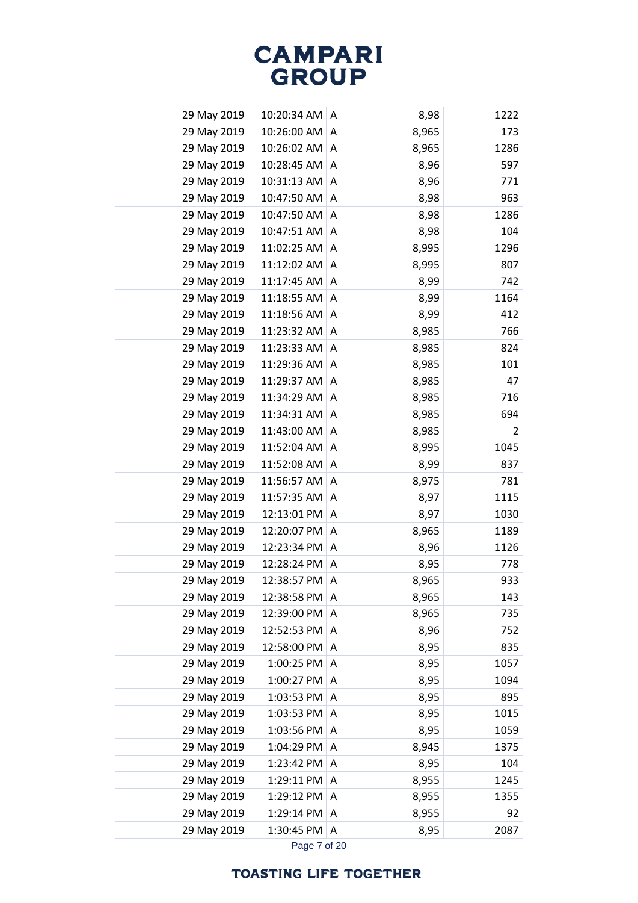| | | | | |
|---|---|---|---|---|
| 29 May 2019 | 10:20:34 AM | A | 8,98 | 1222 |
| 29 May 2019 | 10:26:00 AM | A | 8,965 | 173 |
| 29 May 2019 | 10:26:02 AM | A | 8,965 | 1286 |
| 29 May 2019 | 10:28:45 AM | A | 8,96 | 597 |
| 29 May 2019 | 10:31:13 AM | A | 8,96 | 771 |
| 29 May 2019 | 10:47:50 AM | A | 8,98 | 963 |
| 29 May 2019 | 10:47:50 AM | A | 8,98 | 1286 |
| 29 May 2019 | 10:47:51 AM | A | 8,98 | 104 |
| 29 May 2019 | 11:02:25 AM | A | 8,995 | 1296 |
| 29 May 2019 | 11:12:02 AM | A | 8,995 | 807 |
| 29 May 2019 | 11:17:45 AM | A | 8,99 | 742 |
| 29 May 2019 | 11:18:55 AM | A | 8,99 | 1164 |
| 29 May 2019 | 11:18:56 AM | A | 8,99 | 412 |
| 29 May 2019 | 11:23:32 AM | A | 8,985 | 766 |
| 29 May 2019 | 11:23:33 AM | A | 8,985 | 824 |
| 29 May 2019 | 11:29:36 AM | A | 8,985 | 101 |
| 29 May 2019 | 11:29:37 AM | A | 8,985 | 47 |
| 29 May 2019 | 11:34:29 AM | A | 8,985 | 716 |
| 29 May 2019 | 11:34:31 AM | A | 8,985 | 694 |
| 29 May 2019 | 11:43:00 AM | A | 8,985 | 2 |
| 29 May 2019 | 11:52:04 AM | A | 8,995 | 1045 |
| 29 May 2019 | 11:52:08 AM | A | 8,99 | 837 |
| 29 May 2019 | 11:56:57 AM | A | 8,975 | 781 |
| 29 May 2019 | 11:57:35 AM | A | 8,97 | 1115 |
| 29 May 2019 | 12:13:01 PM | A | 8,97 | 1030 |
| 29 May 2019 | 12:20:07 PM | A | 8,965 | 1189 |
| 29 May 2019 | 12:23:34 PM | A | 8,96 | 1126 |
| 29 May 2019 | 12:28:24 PM | A | 8,95 | 778 |
| 29 May 2019 | 12:38:57 PM | A | 8,965 | 933 |
| 29 May 2019 | 12:38:58 PM | A | 8,965 | 143 |
| 29 May 2019 | 12:39:00 PM | A | 8,965 | 735 |
| 29 May 2019 | 12:52:53 PM | A | 8,96 | 752 |
| 29 May 2019 | 12:58:00 PM | A | 8,95 | 835 |
| 29 May 2019 | 1:00:25 PM | A | 8,95 | 1057 |
| 29 May 2019 | 1:00:27 PM | A | 8,95 | 1094 |
| 29 May 2019 | 1:03:53 PM | A | 8,95 | 895 |
| 29 May 2019 | 1:03:53 PM | A | 8,95 | 1015 |
| 29 May 2019 | 1:03:56 PM | A | 8,95 | 1059 |
| 29 May 2019 | 1:04:29 PM | A | 8,945 | 1375 |
| 29 May 2019 | 1:23:42 PM | A | 8,95 | 104 |
| 29 May 2019 | 1:29:11 PM | A | 8,955 | 1245 |
| 29 May 2019 | 1:29:12 PM | A | 8,955 | 1355 |
| 29 May 2019 | 1:29:14 PM | A | 8,955 | 92 |
| 29 May 2019 | 1:30:45 PM | A | 8,95 | 2087 |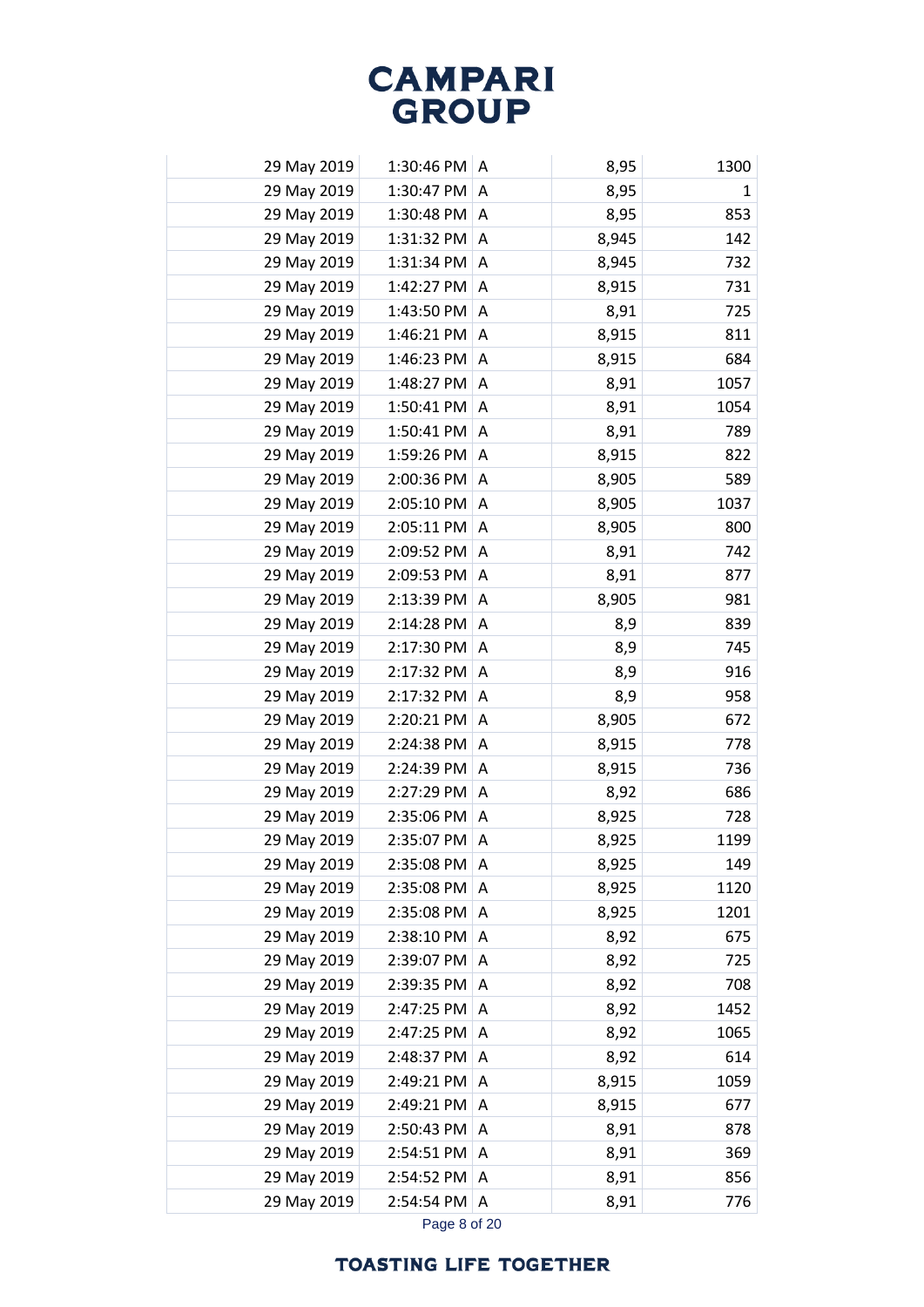| | | | | |
|---|---|---|---|---|
| 29 May 2019 | 1:30:46 PM | A | 8,95 | 1300 |
| 29 May 2019 | 1:30:47 PM | A | 8,95 | 1 |
| 29 May 2019 | 1:30:48 PM | A | 8,95 | 853 |
| 29 May 2019 | 1:31:32 PM | A | 8,945 | 142 |
| 29 May 2019 | 1:31:34 PM | A | 8,945 | 732 |
| 29 May 2019 | 1:42:27 PM | A | 8,915 | 731 |
| 29 May 2019 | 1:43:50 PM | A | 8,91 | 725 |
| 29 May 2019 | 1:46:21 PM | A | 8,915 | 811 |
| 29 May 2019 | 1:46:23 PM | A | 8,915 | 684 |
| 29 May 2019 | 1:48:27 PM | A | 8,91 | 1057 |
| 29 May 2019 | 1:50:41 PM | A | 8,91 | 1054 |
| 29 May 2019 | 1:50:41 PM | A | 8,91 | 789 |
| 29 May 2019 | 1:59:26 PM | A | 8,915 | 822 |
| 29 May 2019 | 2:00:36 PM | A | 8,905 | 589 |
| 29 May 2019 | 2:05:10 PM | A | 8,905 | 1037 |
| 29 May 2019 | 2:05:11 PM | A | 8,905 | 800 |
| 29 May 2019 | 2:09:52 PM | A | 8,91 | 742 |
| 29 May 2019 | 2:09:53 PM | A | 8,91 | 877 |
| 29 May 2019 | 2:13:39 PM | A | 8,905 | 981 |
| 29 May 2019 | 2:14:28 PM | A | 8,9 | 839 |
| 29 May 2019 | 2:17:30 PM | A | 8,9 | 745 |
| 29 May 2019 | 2:17:32 PM | A | 8,9 | 916 |
| 29 May 2019 | 2:17:32 PM | A | 8,9 | 958 |
| 29 May 2019 | 2:20:21 PM | A | 8,905 | 672 |
| 29 May 2019 | 2:24:38 PM | A | 8,915 | 778 |
| 29 May 2019 | 2:24:39 PM | A | 8,915 | 736 |
| 29 May 2019 | 2:27:29 PM | A | 8,92 | 686 |
| 29 May 2019 | 2:35:06 PM | A | 8,925 | 728 |
| 29 May 2019 | 2:35:07 PM | A | 8,925 | 1199 |
| 29 May 2019 | 2:35:08 PM | A | 8,925 | 149 |
| 29 May 2019 | 2:35:08 PM | A | 8,925 | 1120 |
| 29 May 2019 | 2:35:08 PM | A | 8,925 | 1201 |
| 29 May 2019 | 2:38:10 PM | A | 8,92 | 675 |
| 29 May 2019 | 2:39:07 PM | A | 8,92 | 725 |
| 29 May 2019 | 2:39:35 PM | A | 8,92 | 708 |
| 29 May 2019 | 2:47:25 PM | A | 8,92 | 1452 |
| 29 May 2019 | 2:47:25 PM | A | 8,92 | 1065 |
| 29 May 2019 | 2:48:37 PM | A | 8,92 | 614 |
| 29 May 2019 | 2:49:21 PM | A | 8,915 | 1059 |
| 29 May 2019 | 2:49:21 PM | A | 8,915 | 677 |
| 29 May 2019 | 2:50:43 PM | A | 8,91 | 878 |
| 29 May 2019 | 2:54:51 PM | A | 8,91 | 369 |
| 29 May 2019 | 2:54:52 PM | A | 8,91 | 856 |
| 29 May 2019 | 2:54:54 PM | A | 8,91 | 776 |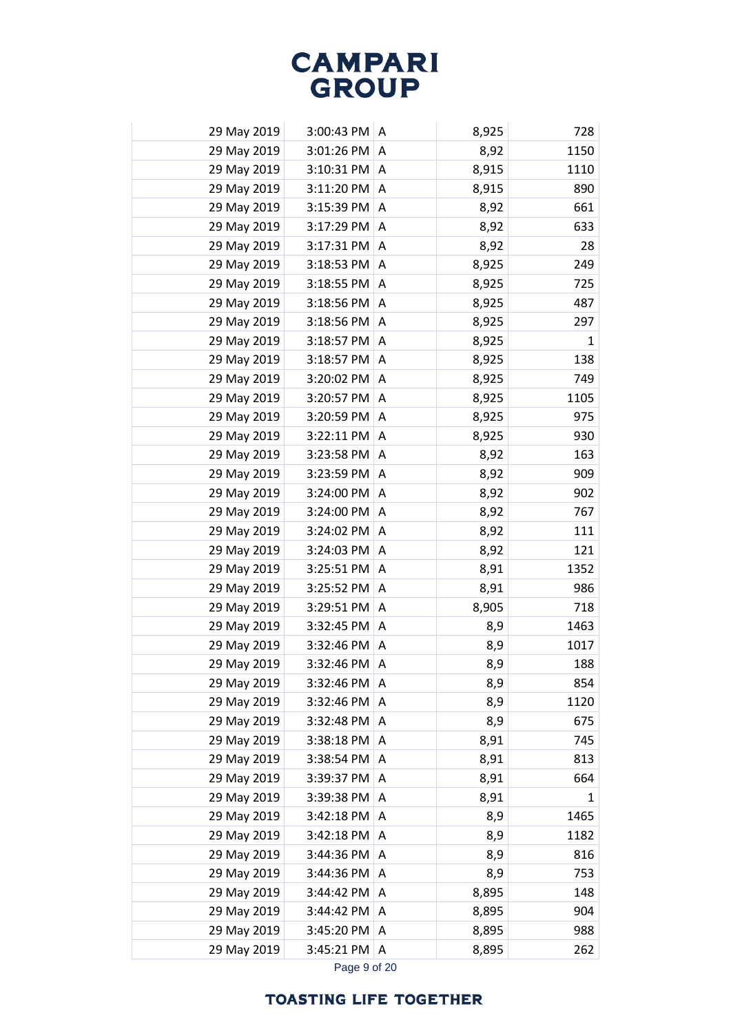| | | | | |
|---|---|---|---|---|
| 29 May 2019 | 3:00:43 PM | A | 8,925 | 728 |
| 29 May 2019 | 3:01:26 PM | A | 8,92 | 1150 |
| 29 May 2019 | 3:10:31 PM | A | 8,915 | 1110 |
| 29 May 2019 | 3:11:20 PM | A | 8,915 | 890 |
| 29 May 2019 | 3:15:39 PM | A | 8,92 | 661 |
| 29 May 2019 | 3:17:29 PM | A | 8,92 | 633 |
| 29 May 2019 | 3:17:31 PM | A | 8,92 | 28 |
| 29 May 2019 | 3:18:53 PM | A | 8,925 | 249 |
| 29 May 2019 | 3:18:55 PM | A | 8,925 | 725 |
| 29 May 2019 | 3:18:56 PM | A | 8,925 | 487 |
| 29 May 2019 | 3:18:56 PM | A | 8,925 | 297 |
| 29 May 2019 | 3:18:57 PM | A | 8,925 | 1 |
| 29 May 2019 | 3:18:57 PM | A | 8,925 | 138 |
| 29 May 2019 | 3:20:02 PM | A | 8,925 | 749 |
| 29 May 2019 | 3:20:57 PM | A | 8,925 | 1105 |
| 29 May 2019 | 3:20:59 PM | A | 8,925 | 975 |
| 29 May 2019 | 3:22:11 PM | A | 8,925 | 930 |
| 29 May 2019 | 3:23:58 PM | A | 8,92 | 163 |
| 29 May 2019 | 3:23:59 PM | A | 8,92 | 909 |
| 29 May 2019 | 3:24:00 PM | A | 8,92 | 902 |
| 29 May 2019 | 3:24:00 PM | A | 8,92 | 767 |
| 29 May 2019 | 3:24:02 PM | A | 8,92 | 111 |
| 29 May 2019 | 3:24:03 PM | A | 8,92 | 121 |
| 29 May 2019 | 3:25:51 PM | A | 8,91 | 1352 |
| 29 May 2019 | 3:25:52 PM | A | 8,91 | 986 |
| 29 May 2019 | 3:29:51 PM | A | 8,905 | 718 |
| 29 May 2019 | 3:32:45 PM | A | 8,9 | 1463 |
| 29 May 2019 | 3:32:46 PM | A | 8,9 | 1017 |
| 29 May 2019 | 3:32:46 PM | A | 8,9 | 188 |
| 29 May 2019 | 3:32:46 PM | A | 8,9 | 854 |
| 29 May 2019 | 3:32:46 PM | A | 8,9 | 1120 |
| 29 May 2019 | 3:32:48 PM | A | 8,9 | 675 |
| 29 May 2019 | 3:38:18 PM | A | 8,91 | 745 |
| 29 May 2019 | 3:38:54 PM | A | 8,91 | 813 |
| 29 May 2019 | 3:39:37 PM | A | 8,91 | 664 |
| 29 May 2019 | 3:39:38 PM | A | 8,91 | 1 |
| 29 May 2019 | 3:42:18 PM | A | 8,9 | 1465 |
| 29 May 2019 | 3:42:18 PM | A | 8,9 | 1182 |
| 29 May 2019 | 3:44:36 PM | A | 8,9 | 816 |
| 29 May 2019 | 3:44:36 PM | A | 8,9 | 753 |
| 29 May 2019 | 3:44:42 PM | A | 8,895 | 148 |
| 29 May 2019 | 3:44:42 PM | A | 8,895 | 904 |
| 29 May 2019 | 3:45:20 PM | A | 8,895 | 988 |
| 29 May 2019 | 3:45:21 PM | A | 8,895 | 262 |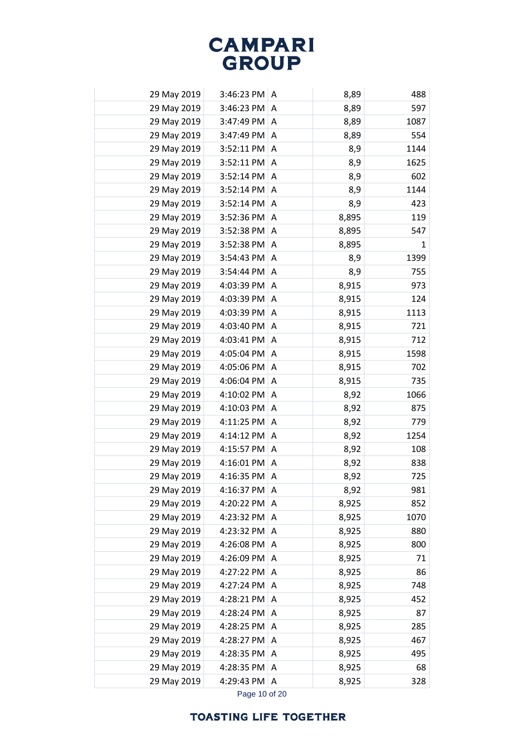| | | | | |
|---|---|---|---|---|
| 29 May 2019 | 3:46:23 PM | A | 8,89 | 488 |
| 29 May 2019 | 3:46:23 PM | A | 8,89 | 597 |
| 29 May 2019 | 3:47:49 PM | A | 8,89 | 1087 |
| 29 May 2019 | 3:47:49 PM | A | 8,89 | 554 |
| 29 May 2019 | 3:52:11 PM | A | 8,9 | 1144 |
| 29 May 2019 | 3:52:11 PM | A | 8,9 | 1625 |
| 29 May 2019 | 3:52:14 PM | A | 8,9 | 602 |
| 29 May 2019 | 3:52:14 PM | A | 8,9 | 1144 |
| 29 May 2019 | 3:52:14 PM | A | 8,9 | 423 |
| 29 May 2019 | 3:52:36 PM | A | 8,895 | 119 |
| 29 May 2019 | 3:52:38 PM | A | 8,895 | 547 |
| 29 May 2019 | 3:52:38 PM | A | 8,895 | 1 |
| 29 May 2019 | 3:54:43 PM | A | 8,9 | 1399 |
| 29 May 2019 | 3:54:44 PM | A | 8,9 | 755 |
| 29 May 2019 | 4:03:39 PM | A | 8,915 | 973 |
| 29 May 2019 | 4:03:39 PM | A | 8,915 | 124 |
| 29 May 2019 | 4:03:39 PM | A | 8,915 | 1113 |
| 29 May 2019 | 4:03:40 PM | A | 8,915 | 721 |
| 29 May 2019 | 4:03:41 PM | A | 8,915 | 712 |
| 29 May 2019 | 4:05:04 PM | A | 8,915 | 1598 |
| 29 May 2019 | 4:05:06 PM | A | 8,915 | 702 |
| 29 May 2019 | 4:06:04 PM | A | 8,915 | 735 |
| 29 May 2019 | 4:10:02 PM | A | 8,92 | 1066 |
| 29 May 2019 | 4:10:03 PM | A | 8,92 | 875 |
| 29 May 2019 | 4:11:25 PM | A | 8,92 | 779 |
| 29 May 2019 | 4:14:12 PM | A | 8,92 | 1254 |
| 29 May 2019 | 4:15:57 PM | A | 8,92 | 108 |
| 29 May 2019 | 4:16:01 PM | A | 8,92 | 838 |
| 29 May 2019 | 4:16:35 PM | A | 8,92 | 725 |
| 29 May 2019 | 4:16:37 PM | A | 8,92 | 981 |
| 29 May 2019 | 4:20:22 PM | A | 8,925 | 852 |
| 29 May 2019 | 4:23:32 PM | A | 8,925 | 1070 |
| 29 May 2019 | 4:23:32 PM | A | 8,925 | 880 |
| 29 May 2019 | 4:26:08 PM | A | 8,925 | 800 |
| 29 May 2019 | 4:26:09 PM | A | 8,925 | 71 |
| 29 May 2019 | 4:27:22 PM | A | 8,925 | 86 |
| 29 May 2019 | 4:27:24 PM | A | 8,925 | 748 |
| 29 May 2019 | 4:28:21 PM | A | 8,925 | 452 |
| 29 May 2019 | 4:28:24 PM | A | 8,925 | 87 |
| 29 May 2019 | 4:28:25 PM | A | 8,925 | 285 |
| 29 May 2019 | 4:28:27 PM | A | 8,925 | 467 |
| 29 May 2019 | 4:28:35 PM | A | 8,925 | 495 |
| 29 May 2019 | 4:28:35 PM | A | 8,925 | 68 |
| 29 May 2019 | 4:29:43 PM | A | 8,925 | 328 |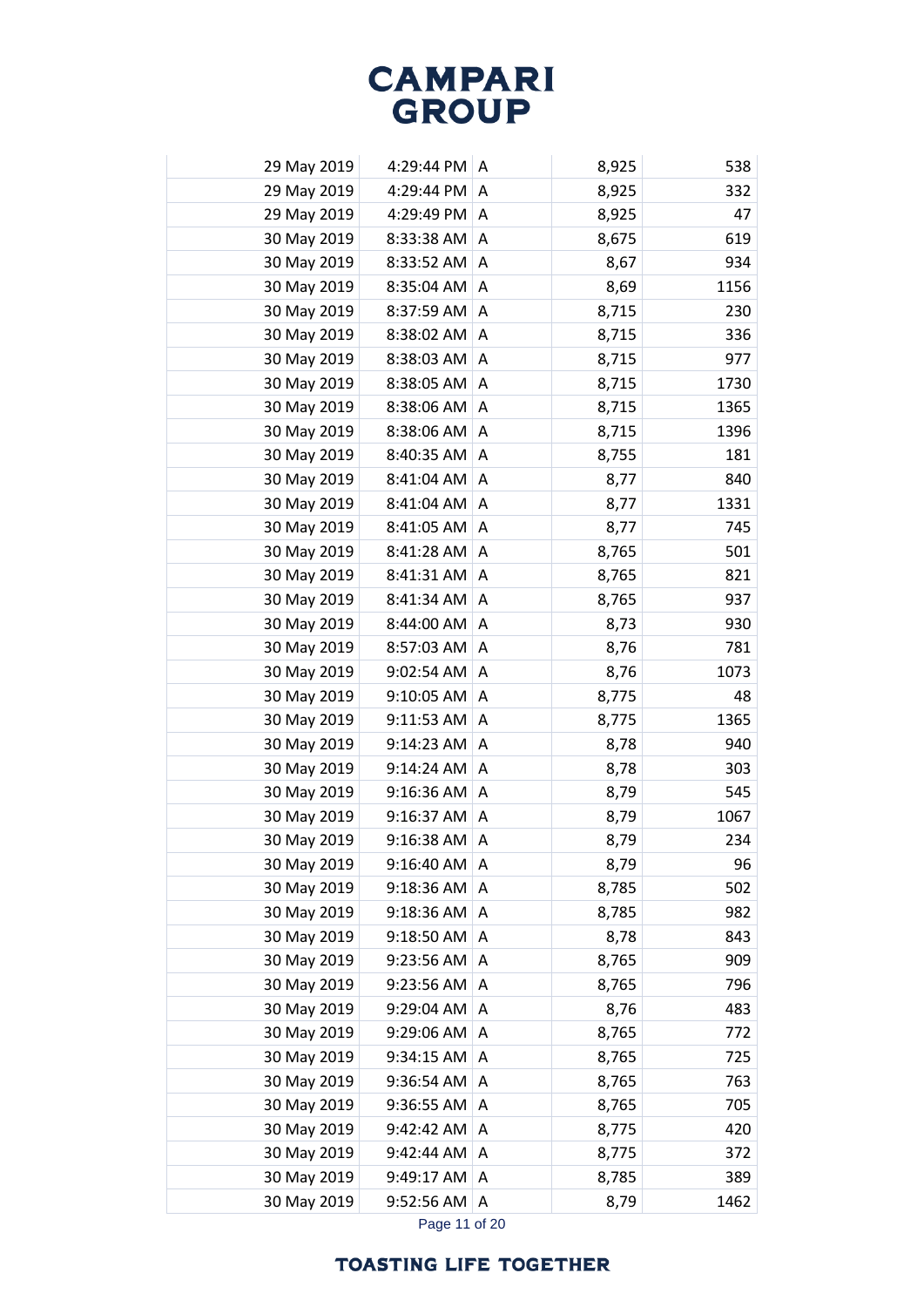| | | | | |
|---|---|---|---|---|
| 29 May 2019 | 4:29:44 PM | A | 8,925 | 538 |
| 29 May 2019 | 4:29:44 PM | A | 8,925 | 332 |
| 29 May 2019 | 4:29:49 PM | A | 8,925 | 47 |
| 30 May 2019 | 8:33:38 AM | A | 8,675 | 619 |
| 30 May 2019 | 8:33:52 AM | A | 8,67 | 934 |
| 30 May 2019 | 8:35:04 AM | A | 8,69 | 1156 |
| 30 May 2019 | 8:37:59 AM | A | 8,715 | 230 |
| 30 May 2019 | 8:38:02 AM | A | 8,715 | 336 |
| 30 May 2019 | 8:38:03 AM | A | 8,715 | 977 |
| 30 May 2019 | 8:38:05 AM | A | 8,715 | 1730 |
| 30 May 2019 | 8:38:06 AM | A | 8,715 | 1365 |
| 30 May 2019 | 8:38:06 AM | A | 8,715 | 1396 |
| 30 May 2019 | 8:40:35 AM | A | 8,755 | 181 |
| 30 May 2019 | 8:41:04 AM | A | 8,77 | 840 |
| 30 May 2019 | 8:41:04 AM | A | 8,77 | 1331 |
| 30 May 2019 | 8:41:05 AM | A | 8,77 | 745 |
| 30 May 2019 | 8:41:28 AM | A | 8,765 | 501 |
| 30 May 2019 | 8:41:31 AM | A | 8,765 | 821 |
| 30 May 2019 | 8:41:34 AM | A | 8,765 | 937 |
| 30 May 2019 | 8:44:00 AM | A | 8,73 | 930 |
| 30 May 2019 | 8:57:03 AM | A | 8,76 | 781 |
| 30 May 2019 | 9:02:54 AM | A | 8,76 | 1073 |
| 30 May 2019 | 9:10:05 AM | A | 8,775 | 48 |
| 30 May 2019 | 9:11:53 AM | A | 8,775 | 1365 |
| 30 May 2019 | 9:14:23 AM | A | 8,78 | 940 |
| 30 May 2019 | 9:14:24 AM | A | 8,78 | 303 |
| 30 May 2019 | 9:16:36 AM | A | 8,79 | 545 |
| 30 May 2019 | 9:16:37 AM | A | 8,79 | 1067 |
| 30 May 2019 | 9:16:38 AM | A | 8,79 | 234 |
| 30 May 2019 | 9:16:40 AM | A | 8,79 | 96 |
| 30 May 2019 | 9:18:36 AM | A | 8,785 | 502 |
| 30 May 2019 | 9:18:36 AM | A | 8,785 | 982 |
| 30 May 2019 | 9:18:50 AM | A | 8,78 | 843 |
| 30 May 2019 | 9:23:56 AM | A | 8,765 | 909 |
| 30 May 2019 | 9:23:56 AM | A | 8,765 | 796 |
| 30 May 2019 | 9:29:04 AM | A | 8,76 | 483 |
| 30 May 2019 | 9:29:06 AM | A | 8,765 | 772 |
| 30 May 2019 | 9:34:15 AM | A | 8,765 | 725 |
| 30 May 2019 | 9:36:54 AM | A | 8,765 | 763 |
| 30 May 2019 | 9:36:55 AM | A | 8,765 | 705 |
| 30 May 2019 | 9:42:42 AM | A | 8,775 | 420 |
| 30 May 2019 | 9:42:44 AM | A | 8,775 | 372 |
| 30 May 2019 | 9:49:17 AM | A | 8,785 | 389 |
| 30 May 2019 | 9:52:56 AM | A | 8,79 | 1462 |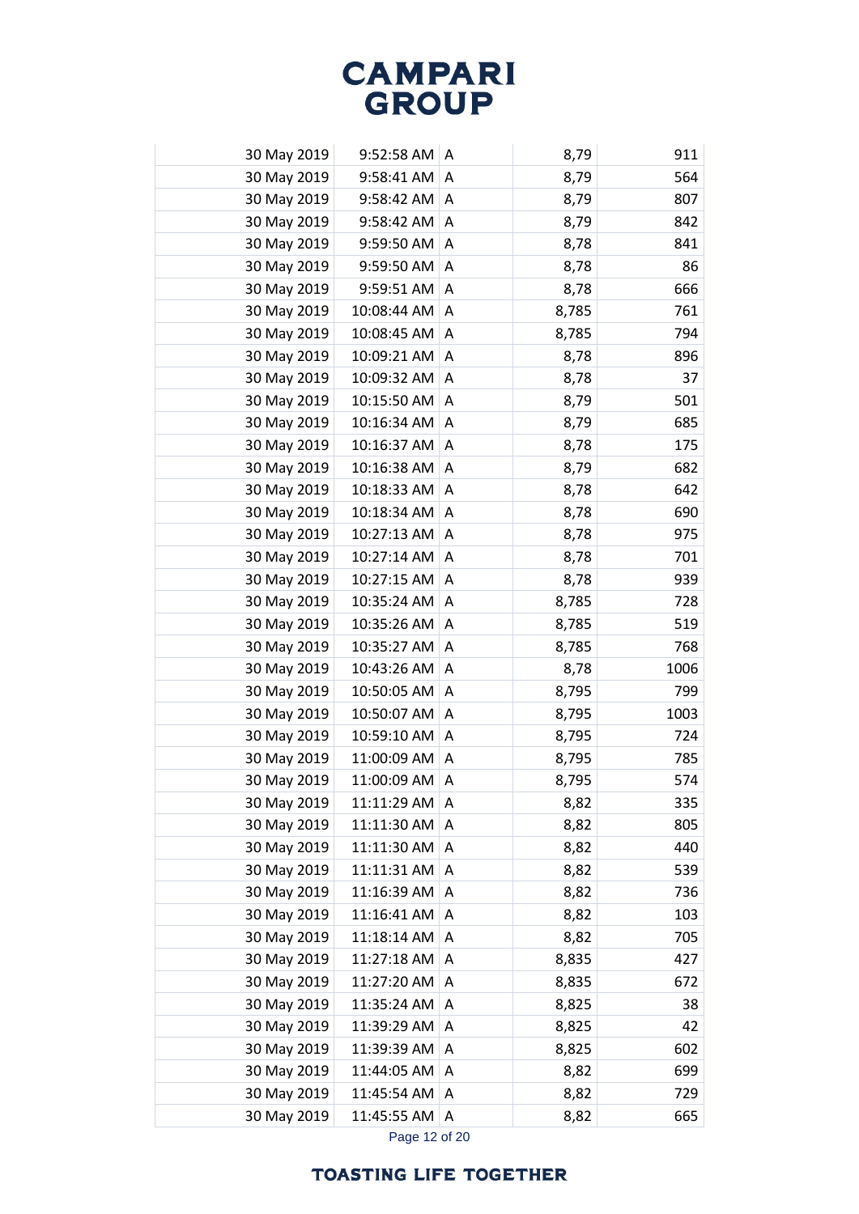| | | | | |
|---|---|---|---|---|
| 30 May 2019 | 9:52:58 AM | A | 8,79 | 911 |
| 30 May 2019 | 9:58:41 AM | A | 8,79 | 564 |
| 30 May 2019 | 9:58:42 AM | A | 8,79 | 807 |
| 30 May 2019 | 9:58:42 AM | A | 8,79 | 842 |
| 30 May 2019 | 9:59:50 AM | A | 8,78 | 841 |
| 30 May 2019 | 9:59:50 AM | A | 8,78 | 86 |
| 30 May 2019 | 9:59:51 AM | A | 8,78 | 666 |
| 30 May 2019 | 10:08:44 AM | A | 8,785 | 761 |
| 30 May 2019 | 10:08:45 AM | A | 8,785 | 794 |
| 30 May 2019 | 10:09:21 AM | A | 8,78 | 896 |
| 30 May 2019 | 10:09:32 AM | A | 8,78 | 37 |
| 30 May 2019 | 10:15:50 AM | A | 8,79 | 501 |
| 30 May 2019 | 10:16:34 AM | A | 8,79 | 685 |
| 30 May 2019 | 10:16:37 AM | A | 8,78 | 175 |
| 30 May 2019 | 10:16:38 AM | A | 8,79 | 682 |
| 30 May 2019 | 10:18:33 AM | A | 8,78 | 642 |
| 30 May 2019 | 10:18:34 AM | A | 8,78 | 690 |
| 30 May 2019 | 10:27:13 AM | A | 8,78 | 975 |
| 30 May 2019 | 10:27:14 AM | A | 8,78 | 701 |
| 30 May 2019 | 10:27:15 AM | A | 8,78 | 939 |
| 30 May 2019 | 10:35:24 AM | A | 8,785 | 728 |
| 30 May 2019 | 10:35:26 AM | A | 8,785 | 519 |
| 30 May 2019 | 10:35:27 AM | A | 8,785 | 768 |
| 30 May 2019 | 10:43:26 AM | A | 8,78 | 1006 |
| 30 May 2019 | 10:50:05 AM | A | 8,795 | 799 |
| 30 May 2019 | 10:50:07 AM | A | 8,795 | 1003 |
| 30 May 2019 | 10:59:10 AM | A | 8,795 | 724 |
| 30 May 2019 | 11:00:09 AM | A | 8,795 | 785 |
| 30 May 2019 | 11:00:09 AM | A | 8,795 | 574 |
| 30 May 2019 | 11:11:29 AM | A | 8,82 | 335 |
| 30 May 2019 | 11:11:30 AM | A | 8,82 | 805 |
| 30 May 2019 | 11:11:30 AM | A | 8,82 | 440 |
| 30 May 2019 | 11:11:31 AM | A | 8,82 | 539 |
| 30 May 2019 | 11:16:39 AM | A | 8,82 | 736 |
| 30 May 2019 | 11:16:41 AM | A | 8,82 | 103 |
| 30 May 2019 | 11:18:14 AM | A | 8,82 | 705 |
| 30 May 2019 | 11:27:18 AM | A | 8,835 | 427 |
| 30 May 2019 | 11:27:20 AM | A | 8,835 | 672 |
| 30 May 2019 | 11:35:24 AM | A | 8,825 | 38 |
| 30 May 2019 | 11:39:29 AM | A | 8,825 | 42 |
| 30 May 2019 | 11:39:39 AM | A | 8,825 | 602 |
| 30 May 2019 | 11:44:05 AM | A | 8,82 | 699 |
| 30 May 2019 | 11:45:54 AM | A | 8,82 | 729 |
| 30 May 2019 | 11:45:55 AM | A | 8,82 | 665 |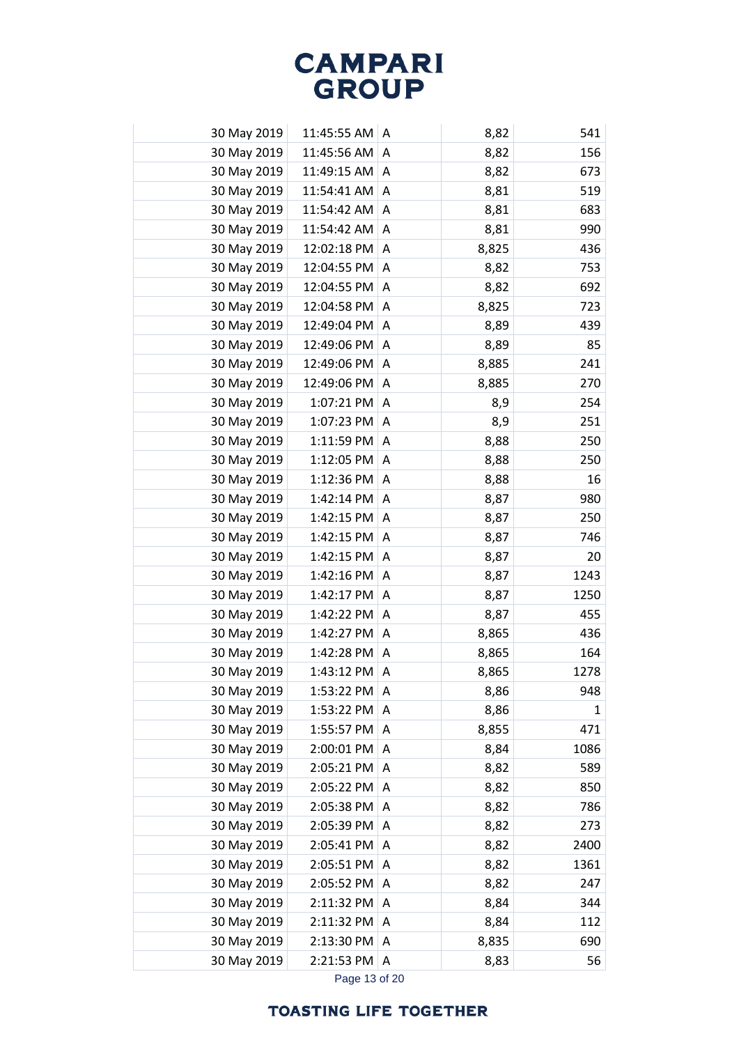| | | | | |
|---|---|---|---|---|
| 30 May 2019 | 11:45:55 AM | A | 8,82 | 541 |
| 30 May 2019 | 11:45:56 AM | A | 8,82 | 156 |
| 30 May 2019 | 11:49:15 AM | A | 8,82 | 673 |
| 30 May 2019 | 11:54:41 AM | A | 8,81 | 519 |
| 30 May 2019 | 11:54:42 AM | A | 8,81 | 683 |
| 30 May 2019 | 11:54:42 AM | A | 8,81 | 990 |
| 30 May 2019 | 12:02:18 PM | A | 8,825 | 436 |
| 30 May 2019 | 12:04:55 PM | A | 8,82 | 753 |
| 30 May 2019 | 12:04:55 PM | A | 8,82 | 692 |
| 30 May 2019 | 12:04:58 PM | A | 8,825 | 723 |
| 30 May 2019 | 12:49:04 PM | A | 8,89 | 439 |
| 30 May 2019 | 12:49:06 PM | A | 8,89 | 85 |
| 30 May 2019 | 12:49:06 PM | A | 8,885 | 241 |
| 30 May 2019 | 12:49:06 PM | A | 8,885 | 270 |
| 30 May 2019 | 1:07:21 PM | A | 8,9 | 254 |
| 30 May 2019 | 1:07:23 PM | A | 8,9 | 251 |
| 30 May 2019 | 1:11:59 PM | A | 8,88 | 250 |
| 30 May 2019 | 1:12:05 PM | A | 8,88 | 250 |
| 30 May 2019 | 1:12:36 PM | A | 8,88 | 16 |
| 30 May 2019 | 1:42:14 PM | A | 8,87 | 980 |
| 30 May 2019 | 1:42:15 PM | A | 8,87 | 250 |
| 30 May 2019 | 1:42:15 PM | A | 8,87 | 746 |
| 30 May 2019 | 1:42:15 PM | A | 8,87 | 20 |
| 30 May 2019 | 1:42:16 PM | A | 8,87 | 1243 |
| 30 May 2019 | 1:42:17 PM | A | 8,87 | 1250 |
| 30 May 2019 | 1:42:22 PM | A | 8,87 | 455 |
| 30 May 2019 | 1:42:27 PM | A | 8,865 | 436 |
| 30 May 2019 | 1:42:28 PM | A | 8,865 | 164 |
| 30 May 2019 | 1:43:12 PM | A | 8,865 | 1278 |
| 30 May 2019 | 1:53:22 PM | A | 8,86 | 948 |
| 30 May 2019 | 1:53:22 PM | A | 8,86 | 1 |
| 30 May 2019 | 1:55:57 PM | A | 8,855 | 471 |
| 30 May 2019 | 2:00:01 PM | A | 8,84 | 1086 |
| 30 May 2019 | 2:05:21 PM | A | 8,82 | 589 |
| 30 May 2019 | 2:05:22 PM | A | 8,82 | 850 |
| 30 May 2019 | 2:05:38 PM | A | 8,82 | 786 |
| 30 May 2019 | 2:05:39 PM | A | 8,82 | 273 |
| 30 May 2019 | 2:05:41 PM | A | 8,82 | 2400 |
| 30 May 2019 | 2:05:51 PM | A | 8,82 | 1361 |
| 30 May 2019 | 2:05:52 PM | A | 8,82 | 247 |
| 30 May 2019 | 2:11:32 PM | A | 8,84 | 344 |
| 30 May 2019 | 2:11:32 PM | A | 8,84 | 112 |
| 30 May 2019 | 2:13:30 PM | A | 8,835 | 690 |
| 30 May 2019 | 2:21:53 PM | A | 8,83 | 56 |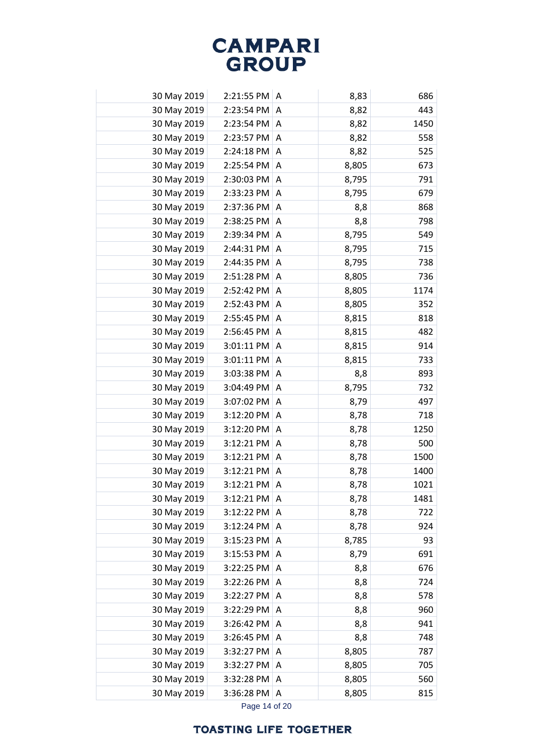| | | | | |
|---|---|---|---|---|
| 30 May 2019 | 2:21:55 PM | A | 8,83 | 686 |
| 30 May 2019 | 2:23:54 PM | A | 8,82 | 443 |
| 30 May 2019 | 2:23:54 PM | A | 8,82 | 1450 |
| 30 May 2019 | 2:23:57 PM | A | 8,82 | 558 |
| 30 May 2019 | 2:24:18 PM | A | 8,82 | 525 |
| 30 May 2019 | 2:25:54 PM | A | 8,805 | 673 |
| 30 May 2019 | 2:30:03 PM | A | 8,795 | 791 |
| 30 May 2019 | 2:33:23 PM | A | 8,795 | 679 |
| 30 May 2019 | 2:37:36 PM | A | 8,8 | 868 |
| 30 May 2019 | 2:38:25 PM | A | 8,8 | 798 |
| 30 May 2019 | 2:39:34 PM | A | 8,795 | 549 |
| 30 May 2019 | 2:44:31 PM | A | 8,795 | 715 |
| 30 May 2019 | 2:44:35 PM | A | 8,795 | 738 |
| 30 May 2019 | 2:51:28 PM | A | 8,805 | 736 |
| 30 May 2019 | 2:52:42 PM | A | 8,805 | 1174 |
| 30 May 2019 | 2:52:43 PM | A | 8,805 | 352 |
| 30 May 2019 | 2:55:45 PM | A | 8,815 | 818 |
| 30 May 2019 | 2:56:45 PM | A | 8,815 | 482 |
| 30 May 2019 | 3:01:11 PM | A | 8,815 | 914 |
| 30 May 2019 | 3:01:11 PM | A | 8,815 | 733 |
| 30 May 2019 | 3:03:38 PM | A | 8,8 | 893 |
| 30 May 2019 | 3:04:49 PM | A | 8,795 | 732 |
| 30 May 2019 | 3:07:02 PM | A | 8,79 | 497 |
| 30 May 2019 | 3:12:20 PM | A | 8,78 | 718 |
| 30 May 2019 | 3:12:20 PM | A | 8,78 | 1250 |
| 30 May 2019 | 3:12:21 PM | A | 8,78 | 500 |
| 30 May 2019 | 3:12:21 PM | A | 8,78 | 1500 |
| 30 May 2019 | 3:12:21 PM | A | 8,78 | 1400 |
| 30 May 2019 | 3:12:21 PM | A | 8,78 | 1021 |
| 30 May 2019 | 3:12:21 PM | A | 8,78 | 1481 |
| 30 May 2019 | 3:12:22 PM | A | 8,78 | 722 |
| 30 May 2019 | 3:12:24 PM | A | 8,78 | 924 |
| 30 May 2019 | 3:15:23 PM | A | 8,785 | 93 |
| 30 May 2019 | 3:15:53 PM | A | 8,79 | 691 |
| 30 May 2019 | 3:22:25 PM | A | 8,8 | 676 |
| 30 May 2019 | 3:22:26 PM | A | 8,8 | 724 |
| 30 May 2019 | 3:22:27 PM | A | 8,8 | 578 |
| 30 May 2019 | 3:22:29 PM | A | 8,8 | 960 |
| 30 May 2019 | 3:26:42 PM | A | 8,8 | 941 |
| 30 May 2019 | 3:26:45 PM | A | 8,8 | 748 |
| 30 May 2019 | 3:32:27 PM | A | 8,805 | 787 |
| 30 May 2019 | 3:32:27 PM | A | 8,805 | 705 |
| 30 May 2019 | 3:32:28 PM | A | 8,805 | 560 |
| 30 May 2019 | 3:36:28 PM | A | 8,805 | 815 |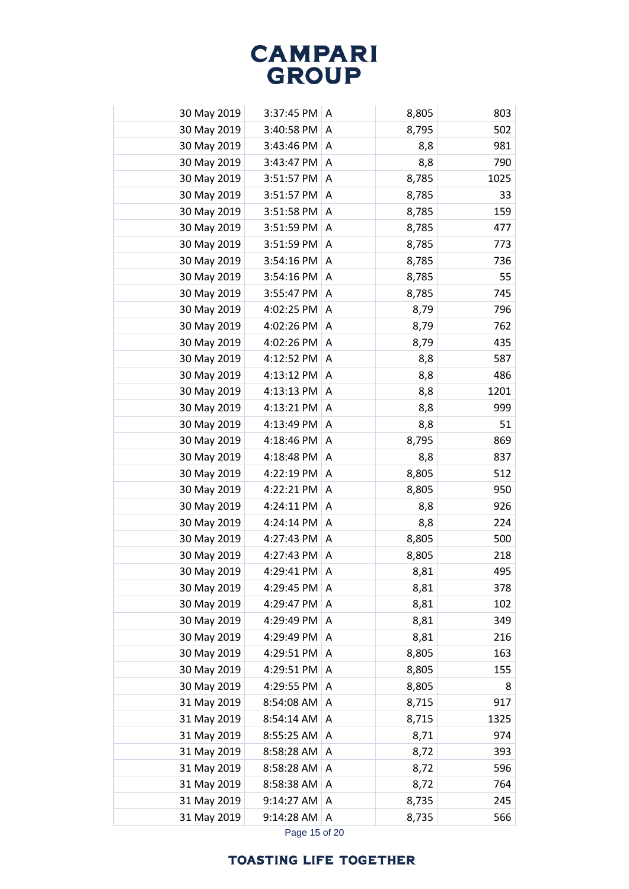| | | | | |
|---|---|---|---|---|
| 30 May 2019 | 3:37:45 PM | A | 8,805 | 803 |
| 30 May 2019 | 3:40:58 PM | A | 8,795 | 502 |
| 30 May 2019 | 3:43:46 PM | A | 8,8 | 981 |
| 30 May 2019 | 3:43:47 PM | A | 8,8 | 790 |
| 30 May 2019 | 3:51:57 PM | A | 8,785 | 1025 |
| 30 May 2019 | 3:51:57 PM | A | 8,785 | 33 |
| 30 May 2019 | 3:51:58 PM | A | 8,785 | 159 |
| 30 May 2019 | 3:51:59 PM | A | 8,785 | 477 |
| 30 May 2019 | 3:51:59 PM | A | 8,785 | 773 |
| 30 May 2019 | 3:54:16 PM | A | 8,785 | 736 |
| 30 May 2019 | 3:54:16 PM | A | 8,785 | 55 |
| 30 May 2019 | 3:55:47 PM | A | 8,785 | 745 |
| 30 May 2019 | 4:02:25 PM | A | 8,79 | 796 |
| 30 May 2019 | 4:02:26 PM | A | 8,79 | 762 |
| 30 May 2019 | 4:02:26 PM | A | 8,79 | 435 |
| 30 May 2019 | 4:12:52 PM | A | 8,8 | 587 |
| 30 May 2019 | 4:13:12 PM | A | 8,8 | 486 |
| 30 May 2019 | 4:13:13 PM | A | 8,8 | 1201 |
| 30 May 2019 | 4:13:21 PM | A | 8,8 | 999 |
| 30 May 2019 | 4:13:49 PM | A | 8,8 | 51 |
| 30 May 2019 | 4:18:46 PM | A | 8,795 | 869 |
| 30 May 2019 | 4:18:48 PM | A | 8,8 | 837 |
| 30 May 2019 | 4:22:19 PM | A | 8,805 | 512 |
| 30 May 2019 | 4:22:21 PM | A | 8,805 | 950 |
| 30 May 2019 | 4:24:11 PM | A | 8,8 | 926 |
| 30 May 2019 | 4:24:14 PM | A | 8,8 | 224 |
| 30 May 2019 | 4:27:43 PM | A | 8,805 | 500 |
| 30 May 2019 | 4:27:43 PM | A | 8,805 | 218 |
| 30 May 2019 | 4:29:41 PM | A | 8,81 | 495 |
| 30 May 2019 | 4:29:45 PM | A | 8,81 | 378 |
| 30 May 2019 | 4:29:47 PM | A | 8,81 | 102 |
| 30 May 2019 | 4:29:49 PM | A | 8,81 | 349 |
| 30 May 2019 | 4:29:49 PM | A | 8,81 | 216 |
| 30 May 2019 | 4:29:51 PM | A | 8,805 | 163 |
| 30 May 2019 | 4:29:51 PM | A | 8,805 | 155 |
| 30 May 2019 | 4:29:55 PM | A | 8,805 | 8 |
| 31 May 2019 | 8:54:08 AM | A | 8,715 | 917 |
| 31 May 2019 | 8:54:14 AM | A | 8,715 | 1325 |
| 31 May 2019 | 8:55:25 AM | A | 8,71 | 974 |
| 31 May 2019 | 8:58:28 AM | A | 8,72 | 393 |
| 31 May 2019 | 8:58:28 AM | A | 8,72 | 596 |
| 31 May 2019 | 8:58:38 AM | A | 8,72 | 764 |
| 31 May 2019 | 9:14:27 AM | A | 8,735 | 245 |
| 31 May 2019 | 9:14:28 AM | A | 8,735 | 566 |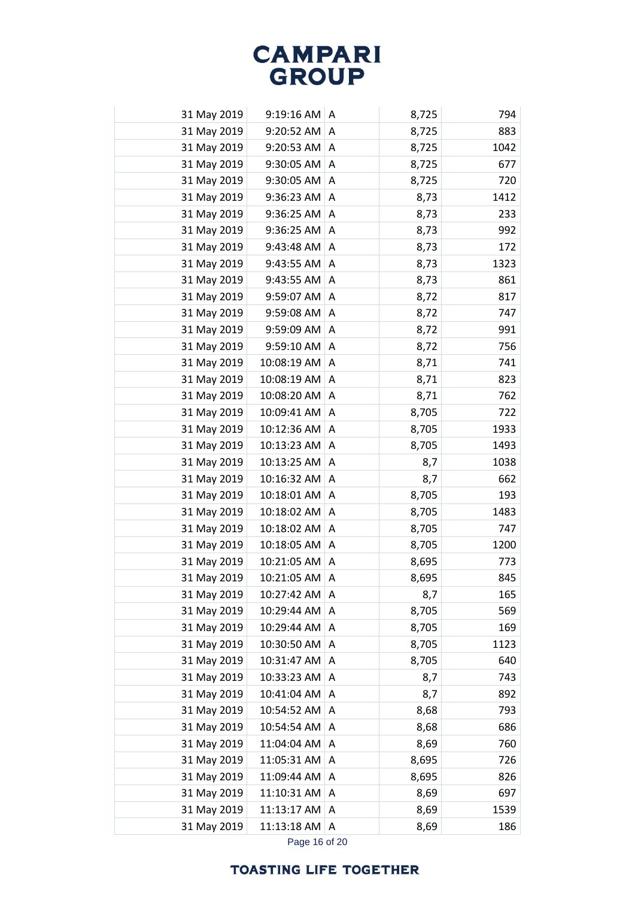| | | | | |
|---|---|---|---|---|
| 31 May 2019 | 9:19:16 AM | A | 8,725 | 794 |
| 31 May 2019 | 9:20:52 AM | A | 8,725 | 883 |
| 31 May 2019 | 9:20:53 AM | A | 8,725 | 1042 |
| 31 May 2019 | 9:30:05 AM | A | 8,725 | 677 |
| 31 May 2019 | 9:30:05 AM | A | 8,725 | 720 |
| 31 May 2019 | 9:36:23 AM | A | 8,73 | 1412 |
| 31 May 2019 | 9:36:25 AM | A | 8,73 | 233 |
| 31 May 2019 | 9:36:25 AM | A | 8,73 | 992 |
| 31 May 2019 | 9:43:48 AM | A | 8,73 | 172 |
| 31 May 2019 | 9:43:55 AM | A | 8,73 | 1323 |
| 31 May 2019 | 9:43:55 AM | A | 8,73 | 861 |
| 31 May 2019 | 9:59:07 AM | A | 8,72 | 817 |
| 31 May 2019 | 9:59:08 AM | A | 8,72 | 747 |
| 31 May 2019 | 9:59:09 AM | A | 8,72 | 991 |
| 31 May 2019 | 9:59:10 AM | A | 8,72 | 756 |
| 31 May 2019 | 10:08:19 AM | A | 8,71 | 741 |
| 31 May 2019 | 10:08:19 AM | A | 8,71 | 823 |
| 31 May 2019 | 10:08:20 AM | A | 8,71 | 762 |
| 31 May 2019 | 10:09:41 AM | A | 8,705 | 722 |
| 31 May 2019 | 10:12:36 AM | A | 8,705 | 1933 |
| 31 May 2019 | 10:13:23 AM | A | 8,705 | 1493 |
| 31 May 2019 | 10:13:25 AM | A | 8,7 | 1038 |
| 31 May 2019 | 10:16:32 AM | A | 8,7 | 662 |
| 31 May 2019 | 10:18:01 AM | A | 8,705 | 193 |
| 31 May 2019 | 10:18:02 AM | A | 8,705 | 1483 |
| 31 May 2019 | 10:18:02 AM | A | 8,705 | 747 |
| 31 May 2019 | 10:18:05 AM | A | 8,705 | 1200 |
| 31 May 2019 | 10:21:05 AM | A | 8,695 | 773 |
| 31 May 2019 | 10:21:05 AM | A | 8,695 | 845 |
| 31 May 2019 | 10:27:42 AM | A | 8,7 | 165 |
| 31 May 2019 | 10:29:44 AM | A | 8,705 | 569 |
| 31 May 2019 | 10:29:44 AM | A | 8,705 | 169 |
| 31 May 2019 | 10:30:50 AM | A | 8,705 | 1123 |
| 31 May 2019 | 10:31:47 AM | A | 8,705 | 640 |
| 31 May 2019 | 10:33:23 AM | A | 8,7 | 743 |
| 31 May 2019 | 10:41:04 AM | A | 8,7 | 892 |
| 31 May 2019 | 10:54:52 AM | A | 8,68 | 793 |
| 31 May 2019 | 10:54:54 AM | A | 8,68 | 686 |
| 31 May 2019 | 11:04:04 AM | A | 8,69 | 760 |
| 31 May 2019 | 11:05:31 AM | A | 8,695 | 726 |
| 31 May 2019 | 11:09:44 AM | A | 8,695 | 826 |
| 31 May 2019 | 11:10:31 AM | A | 8,69 | 697 |
| 31 May 2019 | 11:13:17 AM | A | 8,69 | 1539 |
| 31 May 2019 | 11:13:18 AM | A | 8,69 | 186 |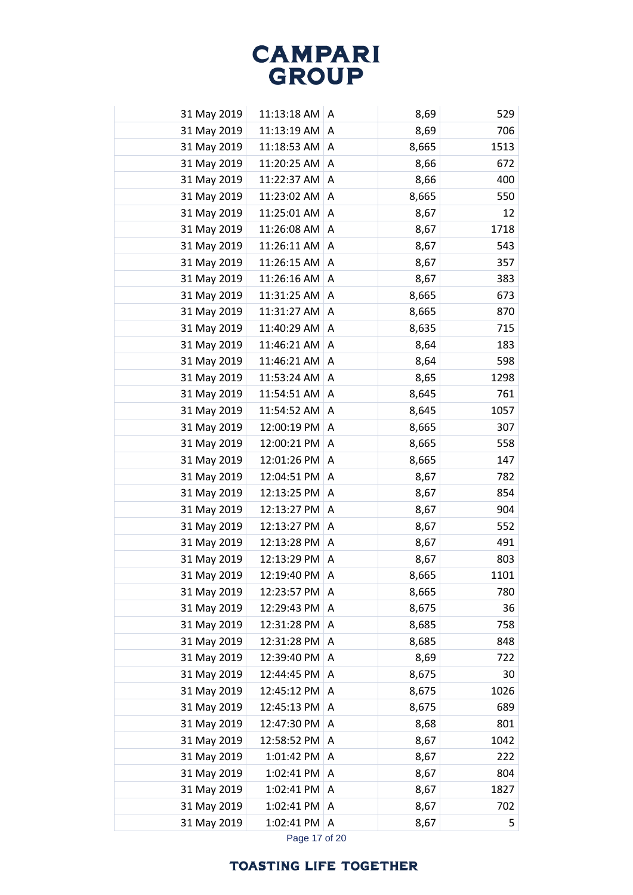| | | | | |
|---|---|---|---|---|
| 31 May 2019 | 11:13:18 AM | A | 8,69 | 529 |
| 31 May 2019 | 11:13:19 AM | A | 8,69 | 706 |
| 31 May 2019 | 11:18:53 AM | A | 8,665 | 1513 |
| 31 May 2019 | 11:20:25 AM | A | 8,66 | 672 |
| 31 May 2019 | 11:22:37 AM | A | 8,66 | 400 |
| 31 May 2019 | 11:23:02 AM | A | 8,665 | 550 |
| 31 May 2019 | 11:25:01 AM | A | 8,67 | 12 |
| 31 May 2019 | 11:26:08 AM | A | 8,67 | 1718 |
| 31 May 2019 | 11:26:11 AM | A | 8,67 | 543 |
| 31 May 2019 | 11:26:15 AM | A | 8,67 | 357 |
| 31 May 2019 | 11:26:16 AM | A | 8,67 | 383 |
| 31 May 2019 | 11:31:25 AM | A | 8,665 | 673 |
| 31 May 2019 | 11:31:27 AM | A | 8,665 | 870 |
| 31 May 2019 | 11:40:29 AM | A | 8,635 | 715 |
| 31 May 2019 | 11:46:21 AM | A | 8,64 | 183 |
| 31 May 2019 | 11:46:21 AM | A | 8,64 | 598 |
| 31 May 2019 | 11:53:24 AM | A | 8,65 | 1298 |
| 31 May 2019 | 11:54:51 AM | A | 8,645 | 761 |
| 31 May 2019 | 11:54:52 AM | A | 8,645 | 1057 |
| 31 May 2019 | 12:00:19 PM | A | 8,665 | 307 |
| 31 May 2019 | 12:00:21 PM | A | 8,665 | 558 |
| 31 May 2019 | 12:01:26 PM | A | 8,665 | 147 |
| 31 May 2019 | 12:04:51 PM | A | 8,67 | 782 |
| 31 May 2019 | 12:13:25 PM | A | 8,67 | 854 |
| 31 May 2019 | 12:13:27 PM | A | 8,67 | 904 |
| 31 May 2019 | 12:13:27 PM | A | 8,67 | 552 |
| 31 May 2019 | 12:13:28 PM | A | 8,67 | 491 |
| 31 May 2019 | 12:13:29 PM | A | 8,67 | 803 |
| 31 May 2019 | 12:19:40 PM | A | 8,665 | 1101 |
| 31 May 2019 | 12:23:57 PM | A | 8,665 | 780 |
| 31 May 2019 | 12:29:43 PM | A | 8,675 | 36 |
| 31 May 2019 | 12:31:28 PM | A | 8,685 | 758 |
| 31 May 2019 | 12:31:28 PM | A | 8,685 | 848 |
| 31 May 2019 | 12:39:40 PM | A | 8,69 | 722 |
| 31 May 2019 | 12:44:45 PM | A | 8,675 | 30 |
| 31 May 2019 | 12:45:12 PM | A | 8,675 | 1026 |
| 31 May 2019 | 12:45:13 PM | A | 8,675 | 689 |
| 31 May 2019 | 12:47:30 PM | A | 8,68 | 801 |
| 31 May 2019 | 12:58:52 PM | A | 8,67 | 1042 |
| 31 May 2019 | 1:01:42 PM | A | 8,67 | 222 |
| 31 May 2019 | 1:02:41 PM | A | 8,67 | 804 |
| 31 May 2019 | 1:02:41 PM | A | 8,67 | 1827 |
| 31 May 2019 | 1:02:41 PM | A | 8,67 | 702 |
| 31 May 2019 | 1:02:41 PM | A | 8,67 | 5 |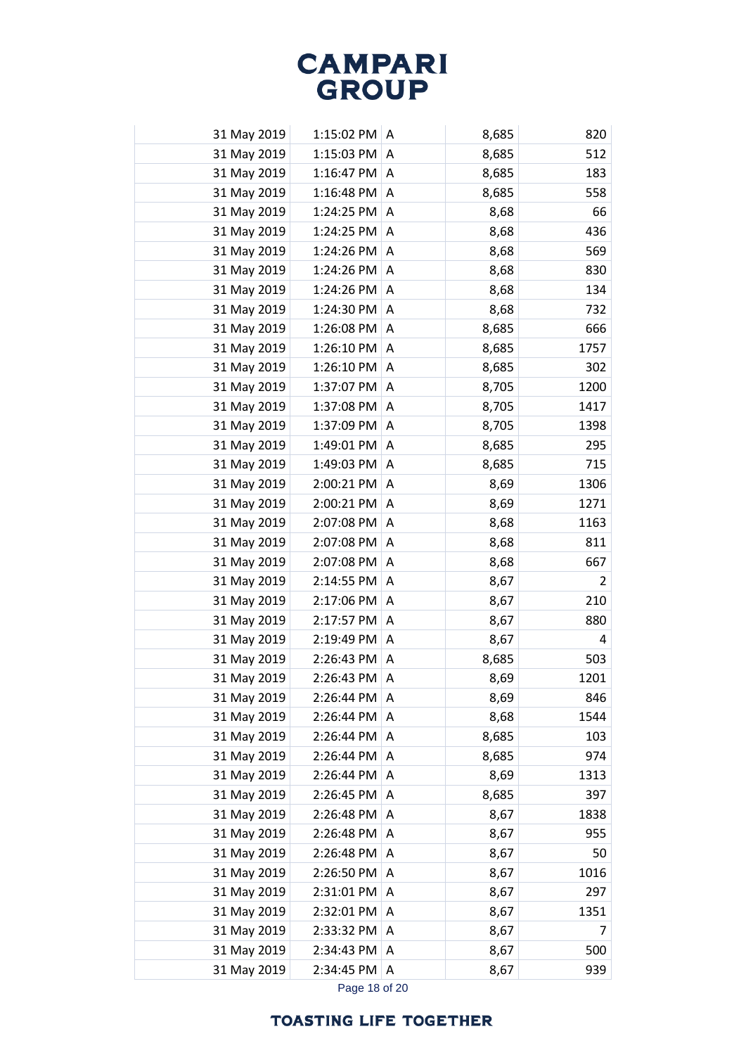| | | | | |
|---|---|---|---|---|
| 31 May 2019 | 1:15:02 PM | A | 8,685 | 820 |
| 31 May 2019 | 1:15:03 PM | A | 8,685 | 512 |
| 31 May 2019 | 1:16:47 PM | A | 8,685 | 183 |
| 31 May 2019 | 1:16:48 PM | A | 8,685 | 558 |
| 31 May 2019 | 1:24:25 PM | A | 8,68 | 66 |
| 31 May 2019 | 1:24:25 PM | A | 8,68 | 436 |
| 31 May 2019 | 1:24:26 PM | A | 8,68 | 569 |
| 31 May 2019 | 1:24:26 PM | A | 8,68 | 830 |
| 31 May 2019 | 1:24:26 PM | A | 8,68 | 134 |
| 31 May 2019 | 1:24:30 PM | A | 8,68 | 732 |
| 31 May 2019 | 1:26:08 PM | A | 8,685 | 666 |
| 31 May 2019 | 1:26:10 PM | A | 8,685 | 1757 |
| 31 May 2019 | 1:26:10 PM | A | 8,685 | 302 |
| 31 May 2019 | 1:37:07 PM | A | 8,705 | 1200 |
| 31 May 2019 | 1:37:08 PM | A | 8,705 | 1417 |
| 31 May 2019 | 1:37:09 PM | A | 8,705 | 1398 |
| 31 May 2019 | 1:49:01 PM | A | 8,685 | 295 |
| 31 May 2019 | 1:49:03 PM | A | 8,685 | 715 |
| 31 May 2019 | 2:00:21 PM | A | 8,69 | 1306 |
| 31 May 2019 | 2:00:21 PM | A | 8,69 | 1271 |
| 31 May 2019 | 2:07:08 PM | A | 8,68 | 1163 |
| 31 May 2019 | 2:07:08 PM | A | 8,68 | 811 |
| 31 May 2019 | 2:07:08 PM | A | 8,68 | 667 |
| 31 May 2019 | 2:14:55 PM | A | 8,67 | 2 |
| 31 May 2019 | 2:17:06 PM | A | 8,67 | 210 |
| 31 May 2019 | 2:17:57 PM | A | 8,67 | 880 |
| 31 May 2019 | 2:19:49 PM | A | 8,67 | 4 |
| 31 May 2019 | 2:26:43 PM | A | 8,685 | 503 |
| 31 May 2019 | 2:26:43 PM | A | 8,69 | 1201 |
| 31 May 2019 | 2:26:44 PM | A | 8,69 | 846 |
| 31 May 2019 | 2:26:44 PM | A | 8,68 | 1544 |
| 31 May 2019 | 2:26:44 PM | A | 8,685 | 103 |
| 31 May 2019 | 2:26:44 PM | A | 8,685 | 974 |
| 31 May 2019 | 2:26:44 PM | A | 8,69 | 1313 |
| 31 May 2019 | 2:26:45 PM | A | 8,685 | 397 |
| 31 May 2019 | 2:26:48 PM | A | 8,67 | 1838 |
| 31 May 2019 | 2:26:48 PM | A | 8,67 | 955 |
| 31 May 2019 | 2:26:48 PM | A | 8,67 | 50 |
| 31 May 2019 | 2:26:50 PM | A | 8,67 | 1016 |
| 31 May 2019 | 2:31:01 PM | A | 8,67 | 297 |
| 31 May 2019 | 2:32:01 PM | A | 8,67 | 1351 |
| 31 May 2019 | 2:33:32 PM | A | 8,67 | 7 |
| 31 May 2019 | 2:34:43 PM | A | 8,67 | 500 |
| 31 May 2019 | 2:34:45 PM | A | 8,67 | 939 |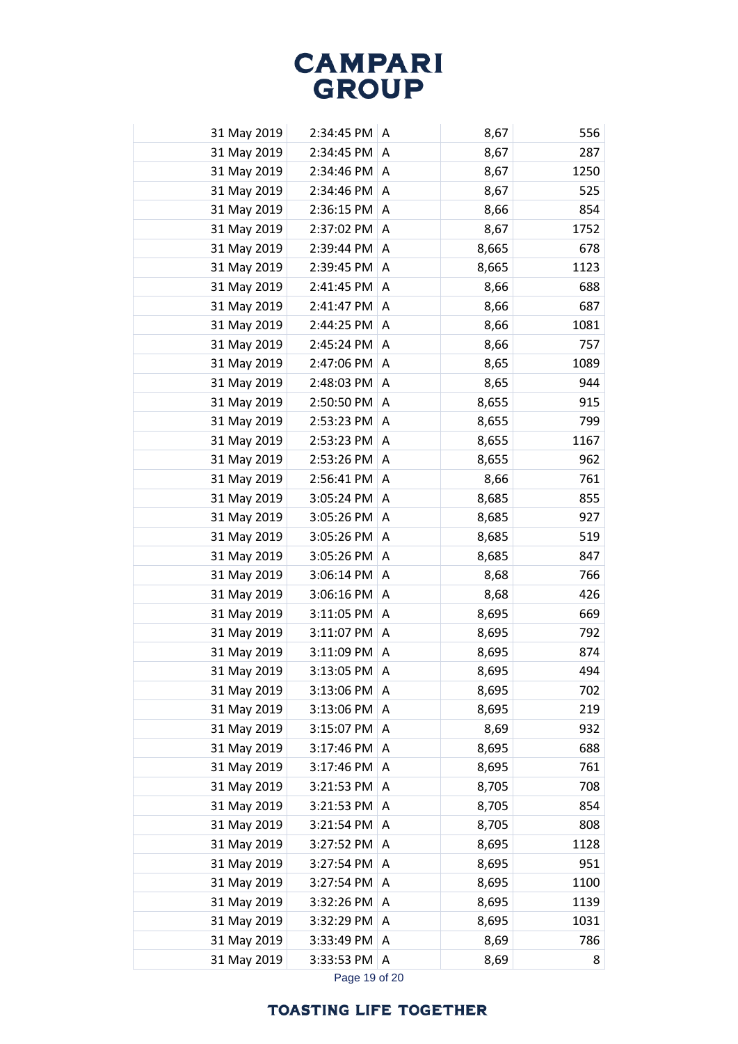| | | | | |
|---|---|---|---|---|
| 31 May 2019 | 2:34:45 PM | A | 8,67 | 556 |
| 31 May 2019 | 2:34:45 PM | A | 8,67 | 287 |
| 31 May 2019 | 2:34:46 PM | A | 8,67 | 1250 |
| 31 May 2019 | 2:34:46 PM | A | 8,67 | 525 |
| 31 May 2019 | 2:36:15 PM | A | 8,66 | 854 |
| 31 May 2019 | 2:37:02 PM | A | 8,67 | 1752 |
| 31 May 2019 | 2:39:44 PM | A | 8,665 | 678 |
| 31 May 2019 | 2:39:45 PM | A | 8,665 | 1123 |
| 31 May 2019 | 2:41:45 PM | A | 8,66 | 688 |
| 31 May 2019 | 2:41:47 PM | A | 8,66 | 687 |
| 31 May 2019 | 2:44:25 PM | A | 8,66 | 1081 |
| 31 May 2019 | 2:45:24 PM | A | 8,66 | 757 |
| 31 May 2019 | 2:47:06 PM | A | 8,65 | 1089 |
| 31 May 2019 | 2:48:03 PM | A | 8,65 | 944 |
| 31 May 2019 | 2:50:50 PM | A | 8,655 | 915 |
| 31 May 2019 | 2:53:23 PM | A | 8,655 | 799 |
| 31 May 2019 | 2:53:23 PM | A | 8,655 | 1167 |
| 31 May 2019 | 2:53:26 PM | A | 8,655 | 962 |
| 31 May 2019 | 2:56:41 PM | A | 8,66 | 761 |
| 31 May 2019 | 3:05:24 PM | A | 8,685 | 855 |
| 31 May 2019 | 3:05:26 PM | A | 8,685 | 927 |
| 31 May 2019 | 3:05:26 PM | A | 8,685 | 519 |
| 31 May 2019 | 3:05:26 PM | A | 8,685 | 847 |
| 31 May 2019 | 3:06:14 PM | A | 8,68 | 766 |
| 31 May 2019 | 3:06:16 PM | A | 8,68 | 426 |
| 31 May 2019 | 3:11:05 PM | A | 8,695 | 669 |
| 31 May 2019 | 3:11:07 PM | A | 8,695 | 792 |
| 31 May 2019 | 3:11:09 PM | A | 8,695 | 874 |
| 31 May 2019 | 3:13:05 PM | A | 8,695 | 494 |
| 31 May 2019 | 3:13:06 PM | A | 8,695 | 702 |
| 31 May 2019 | 3:13:06 PM | A | 8,695 | 219 |
| 31 May 2019 | 3:15:07 PM | A | 8,69 | 932 |
| 31 May 2019 | 3:17:46 PM | A | 8,695 | 688 |
| 31 May 2019 | 3:17:46 PM | A | 8,695 | 761 |
| 31 May 2019 | 3:21:53 PM | A | 8,705 | 708 |
| 31 May 2019 | 3:21:53 PM | A | 8,705 | 854 |
| 31 May 2019 | 3:21:54 PM | A | 8,705 | 808 |
| 31 May 2019 | 3:27:52 PM | A | 8,695 | 1128 |
| 31 May 2019 | 3:27:54 PM | A | 8,695 | 951 |
| 31 May 2019 | 3:27:54 PM | A | 8,695 | 1100 |
| 31 May 2019 | 3:32:26 PM | A | 8,695 | 1139 |
| 31 May 2019 | 3:32:29 PM | A | 8,695 | 1031 |
| 31 May 2019 | 3:33:49 PM | A | 8,69 | 786 |
| 31 May 2019 | 3:33:53 PM | A | 8,69 | 8 |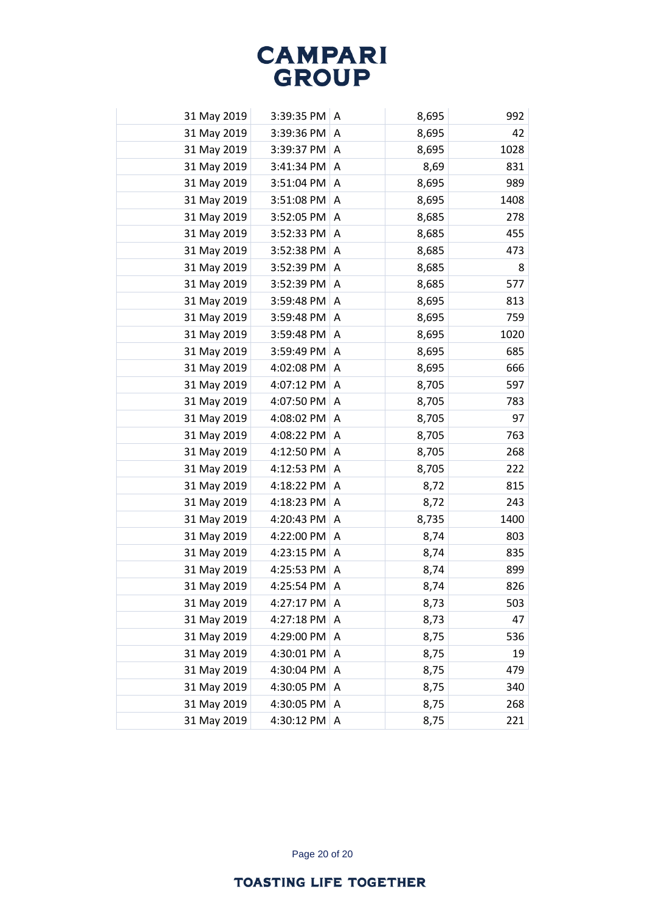| | | | | |
|---|---|---|---|---|
| 31 May 2019 | 3:39:35 PM | A | 8,695 | 992 |
| 31 May 2019 | 3:39:36 PM | A | 8,695 | 42 |
| 31 May 2019 | 3:39:37 PM | A | 8,695 | 1028 |
| 31 May 2019 | 3:41:34 PM | A | 8,69 | 831 |
| 31 May 2019 | 3:51:04 PM | A | 8,695 | 989 |
| 31 May 2019 | 3:51:08 PM | A | 8,695 | 1408 |
| 31 May 2019 | 3:52:05 PM | A | 8,685 | 278 |
| 31 May 2019 | 3:52:33 PM | A | 8,685 | 455 |
| 31 May 2019 | 3:52:38 PM | A | 8,685 | 473 |
| 31 May 2019 | 3:52:39 PM | A | 8,685 | 8 |
| 31 May 2019 | 3:52:39 PM | A | 8,685 | 577 |
| 31 May 2019 | 3:59:48 PM | A | 8,695 | 813 |
| 31 May 2019 | 3:59:48 PM | A | 8,695 | 759 |
| 31 May 2019 | 3:59:48 PM | A | 8,695 | 1020 |
| 31 May 2019 | 3:59:49 PM | A | 8,695 | 685 |
| 31 May 2019 | 4:02:08 PM | A | 8,695 | 666 |
| 31 May 2019 | 4:07:12 PM | A | 8,705 | 597 |
| 31 May 2019 | 4:07:50 PM | A | 8,705 | 783 |
| 31 May 2019 | 4:08:02 PM | A | 8,705 | 97 |
| 31 May 2019 | 4:08:22 PM | A | 8,705 | 763 |
| 31 May 2019 | 4:12:50 PM | A | 8,705 | 268 |
| 31 May 2019 | 4:12:53 PM | A | 8,705 | 222 |
| 31 May 2019 | 4:18:22 PM | A | 8,72 | 815 |
| 31 May 2019 | 4:18:23 PM | A | 8,72 | 243 |
| 31 May 2019 | 4:20:43 PM | A | 8,735 | 1400 |
| 31 May 2019 | 4:22:00 PM | A | 8,74 | 803 |
| 31 May 2019 | 4:23:15 PM | A | 8,74 | 835 |
| 31 May 2019 | 4:25:53 PM | A | 8,74 | 899 |
| 31 May 2019 | 4:25:54 PM | A | 8,74 | 826 |
| 31 May 2019 | 4:27:17 PM | A | 8,73 | 503 |
| 31 May 2019 | 4:27:18 PM | A | 8,73 | 47 |
| 31 May 2019 | 4:29:00 PM | A | 8,75 | 536 |
| 31 May 2019 | 4:30:01 PM | A | 8,75 | 19 |
| 31 May 2019 | 4:30:04 PM | A | 8,75 | 479 |
| 31 May 2019 | 4:30:05 PM | A | 8,75 | 340 |
| 31 May 2019 | 4:30:05 PM | A | 8,75 | 268 |
| 31 May 2019 | 4:30:12 PM | A | 8,75 | 221 |